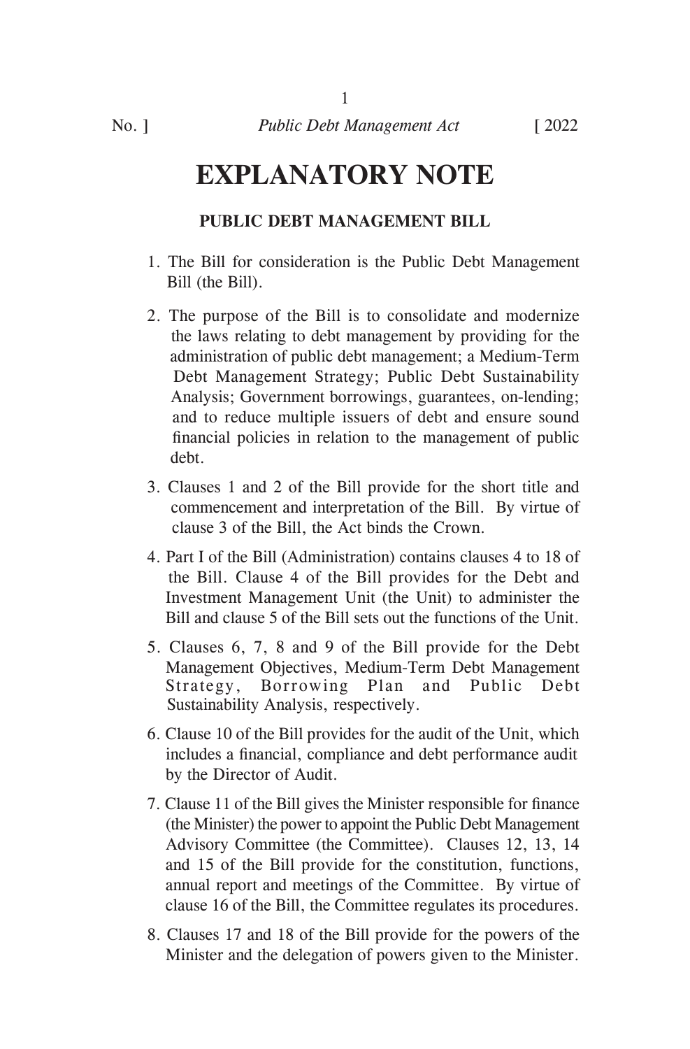# EXPLANATORY NOTE

## PUBLIC DEBT MANAGEMENT BILL

1. The Bill for consideration is the Public Debt Management Bill (the Bill).

2. The purpose of the Bill is to consolidate and modernize the laws relating to debt management by providing for the administration of public debt management; a Medium-Term Debt Management Strategy; Public Debt Sustainability Analysis; Government borrowings, guarantees, on-lending; and to reduce multiple issuers of debt and ensure sound financial policies in relation to the management of public debt.

3. Clauses 1 and 2 of the Bill provide for the short title and commencement and interpretation of the Bill. By virtue of clause 3 of the Bill, the Act binds the Crown.

4. Part I of the Bill (Administration) contains clauses 4 to 18 of the Bill. Clause 4 of the Bill provides for the Debt and Investment Management Unit (the Unit) to administer the Bill and clause 5 of the Bill sets out the functions of the Unit.

5. Clauses 6, 7, 8 and 9 of the Bill provide for the Debt Management Objectives, Medium-Term Debt Management Strategy, Borrowing Plan and Public Debt Sustainability Analysis, respectively.

6. Clause 10 of the Bill provides for the audit of the Unit, which includes a financial, compliance and debt performance audit by the Director of Audit.

7. Clause 11 of the Bill gives the Minister responsible for finance (the Minister) the power to appoint the Public Debt Management Advisory Committee (the Committee). Clauses 12, 13, 14 and 15 of the Bill provide for the constitution, functions, annual report and meetings of the Committee. By virtue of clause 16 of the Bill, the Committee regulates its procedures.

8. Clauses 17 and 18 of the Bill provide for the powers of the Minister and the delegation of powers given to the Minister.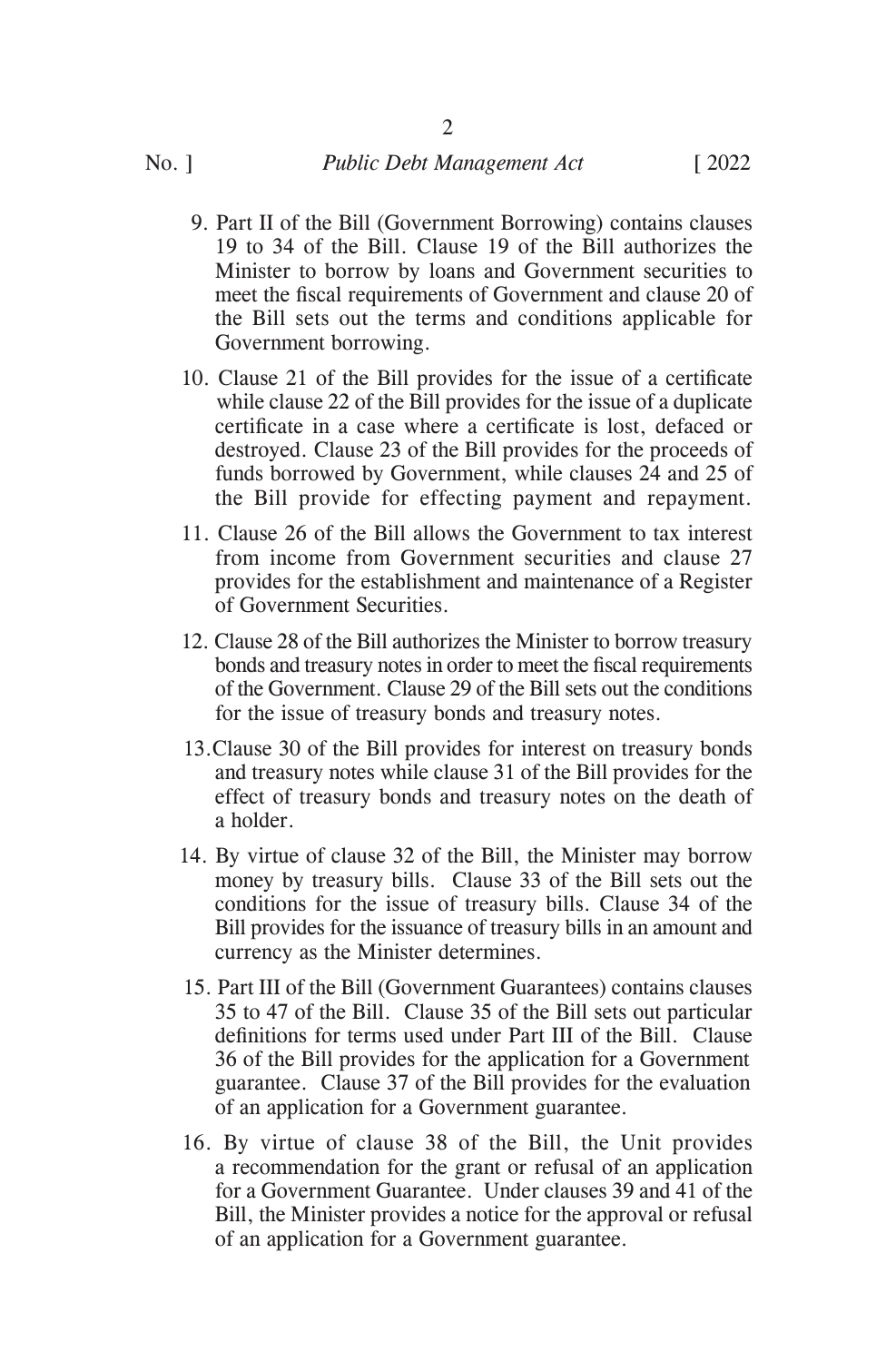9. Part II of the Bill (Government Borrowing) contains clauses 19 to 34 of the Bill. Clause 19 of the Bill authorizes the Minister to borrow by loans and Government securities to meet the fiscal requirements of Government and clause 20 of the Bill sets out the terms and conditions applicable for Government borrowing.

10. Clause 21 of the Bill provides for the issue of a certificate while clause 22 of the Bill provides for the issue of a duplicate certificate in a case where a certificate is lost, defaced or destroyed. Clause 23 of the Bill provides for the proceeds of funds borrowed by Government, while clauses 24 and 25 of the Bill provide for effecting payment and repayment.

11. Clause 26 of the Bill allows the Government to tax interest from income from Government securities and clause 27 provides for the establishment and maintenance of a Register of Government Securities.

12. Clause 28 of the Bill authorizes the Minister to borrow treasury bonds and treasury notes in order to meet the fiscal requirements of the Government. Clause 29 of the Bill sets out the conditions for the issue of treasury bonds and treasury notes.

13. Clause 30 of the Bill provides for interest on treasury bonds and treasury notes while clause 31 of the Bill provides for the effect of treasury bonds and treasury notes on the death of a holder.

14. By virtue of clause 32 of the Bill, the Minister may borrow money by treasury bills. Clause 33 of the Bill sets out the conditions for the issue of treasury bills. Clause 34 of the Bill provides for the issuance of treasury bills in an amount and currency as the Minister determines.

15. Part III of the Bill (Government Guarantees) contains clauses 35 to 47 of the Bill. Clause 35 of the Bill sets out particular definitions for terms used under Part III of the Bill. Clause 36 of the Bill provides for the application for a Government guarantee. Clause 37 of the Bill provides for the evaluation of an application for a Government guarantee.

16. By virtue of clause 38 of the Bill, the Unit provides a recommendation for the grant or refusal of an application for a Government Guarantee. Under clauses 39 and 41 of the Bill, the Minister provides a notice for the approval or refusal of an application for a Government guarantee.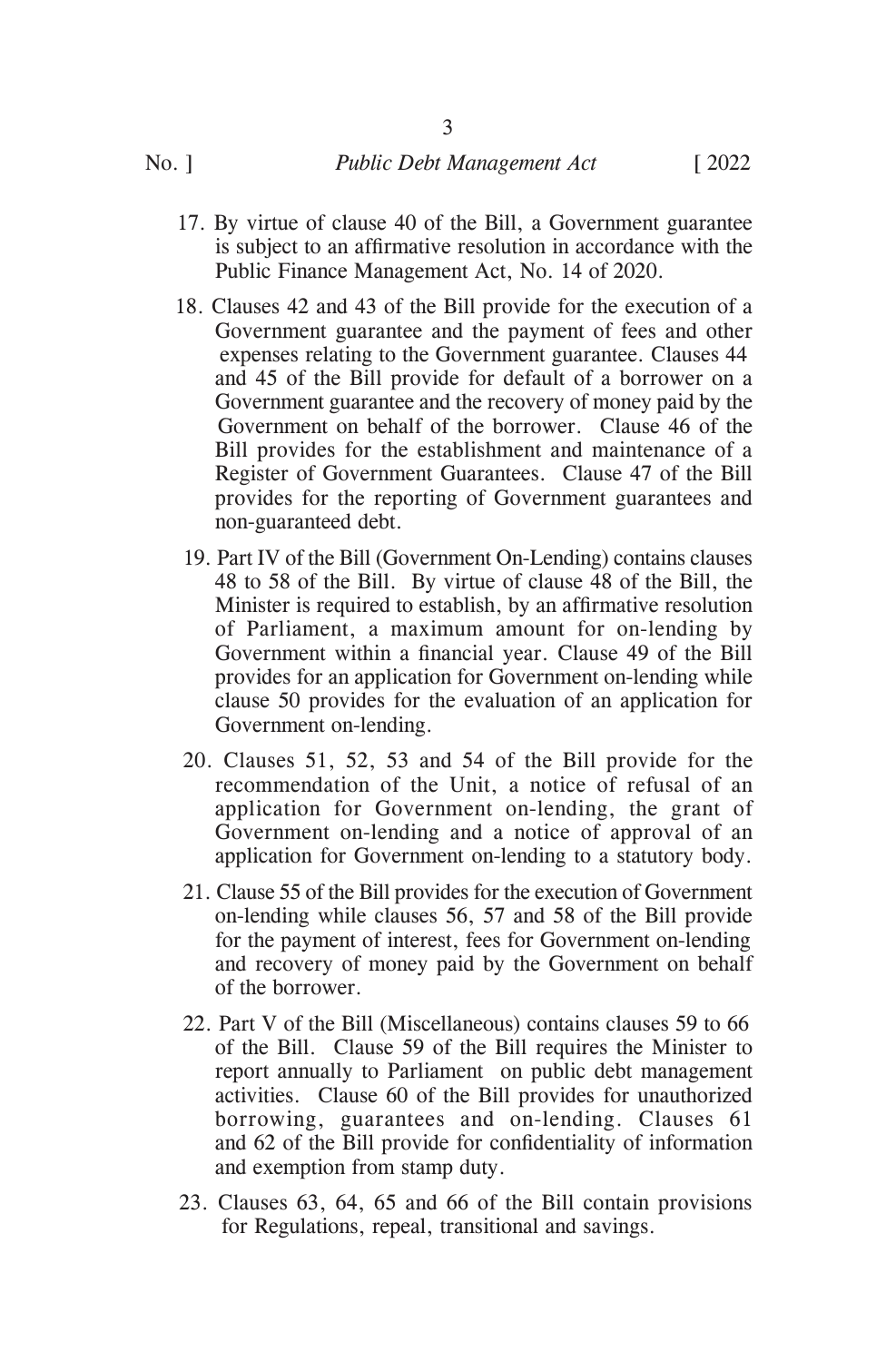17. By virtue of clause 40 of the Bill, a Government guarantee is subject to an affirmative resolution in accordance with the Public Finance Management Act, No. 14 of 2020.

18. Clauses 42 and 43 of the Bill provide for the execution of a Government guarantee and the payment of fees and other expenses relating to the Government guarantee. Clauses 44 and 45 of the Bill provide for default of a borrower on a Government guarantee and the recovery of money paid by the Government on behalf of the borrower. Clause 46 of the Bill provides for the establishment and maintenance of a Register of Government Guarantees. Clause 47 of the Bill provides for the reporting of Government guarantees and non-guaranteed debt.

19. Part IV of the Bill (Government On-Lending) contains clauses 48 to 58 of the Bill. By virtue of clause 48 of the Bill, the Minister is required to establish, by an affirmative resolution of Parliament, a maximum amount for on-lending by Government within a financial year. Clause 49 of the Bill provides for an application for Government on-lending while clause 50 provides for the evaluation of an application for Government on-lending.

20. Clauses 51, 52, 53 and 54 of the Bill provide for the recommendation of the Unit, a notice of refusal of an application for Government on-lending, the grant of Government on-lending and a notice of approval of an application for Government on-lending to a statutory body.

21. Clause 55 of the Bill provides for the execution of Government on-lending while clauses 56, 57 and 58 of the Bill provide for the payment of interest, fees for Government on-lending and recovery of money paid by the Government on behalf of the borrower.

22. Part V of the Bill (Miscellaneous) contains clauses 59 to 66 of the Bill. Clause 59 of the Bill requires the Minister to report annually to Parliament on public debt management activities. Clause 60 of the Bill provides for unauthorized borrowing, guarantees and on-lending. Clauses 61 and 62 of the Bill provide for confidentiality of information and exemption from stamp duty.

23. Clauses 63, 64, 65 and 66 of the Bill contain provisions for Regulations, repeal, transitional and savings.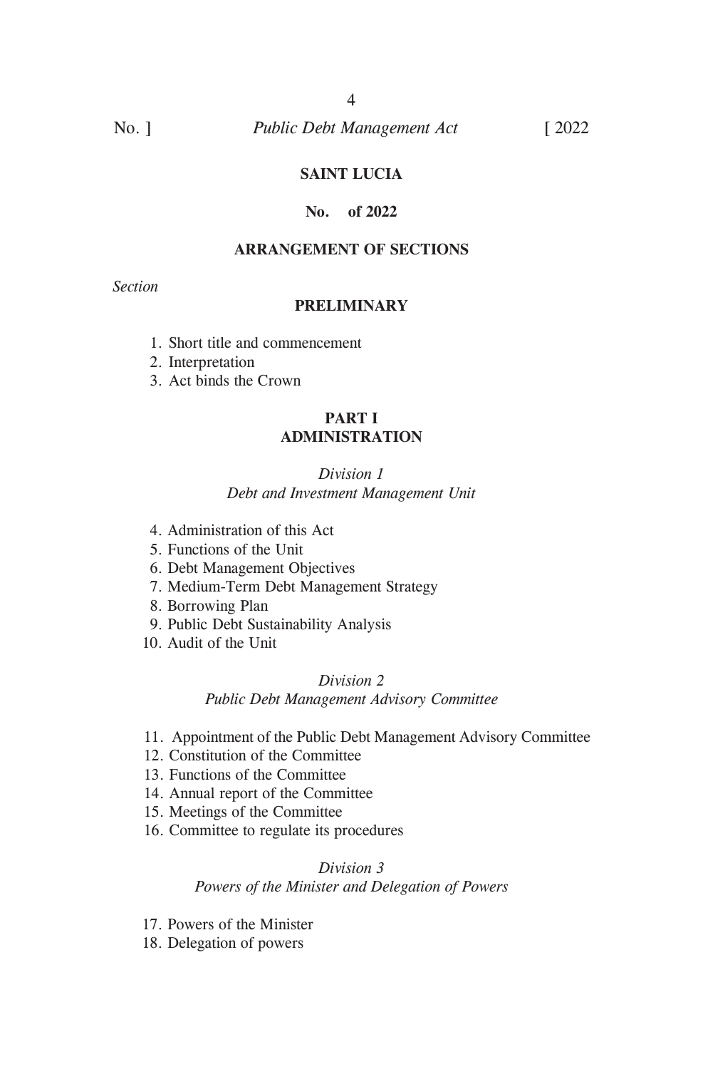**SAINT LUCIA**

**No. of 2022**

**ARRANGEMENT OF SECTIONS**

*Section*

**PRELIMINARY**

1. Short title and commencement
2. Interpretation
3. Act binds the Crown

**PART I**
**ADMINISTRATION**

*Division 1*
*Debt and Investment Management Unit*

4. Administration of this Act
5. Functions of the Unit
6. Debt Management Objectives
7. Medium-Term Debt Management Strategy
8. Borrowing Plan
9. Public Debt Sustainability Analysis
10. Audit of the Unit

*Division 2*
*Public Debt Management Advisory Committee*

11. Appointment of the Public Debt Management Advisory Committee
12. Constitution of the Committee
13. Functions of the Committee
14. Annual report of the Committee
15. Meetings of the Committee
16. Committee to regulate its procedures

*Division 3*
*Powers of the Minister and Delegation of Powers*

17. Powers of the Minister
18. Delegation of powers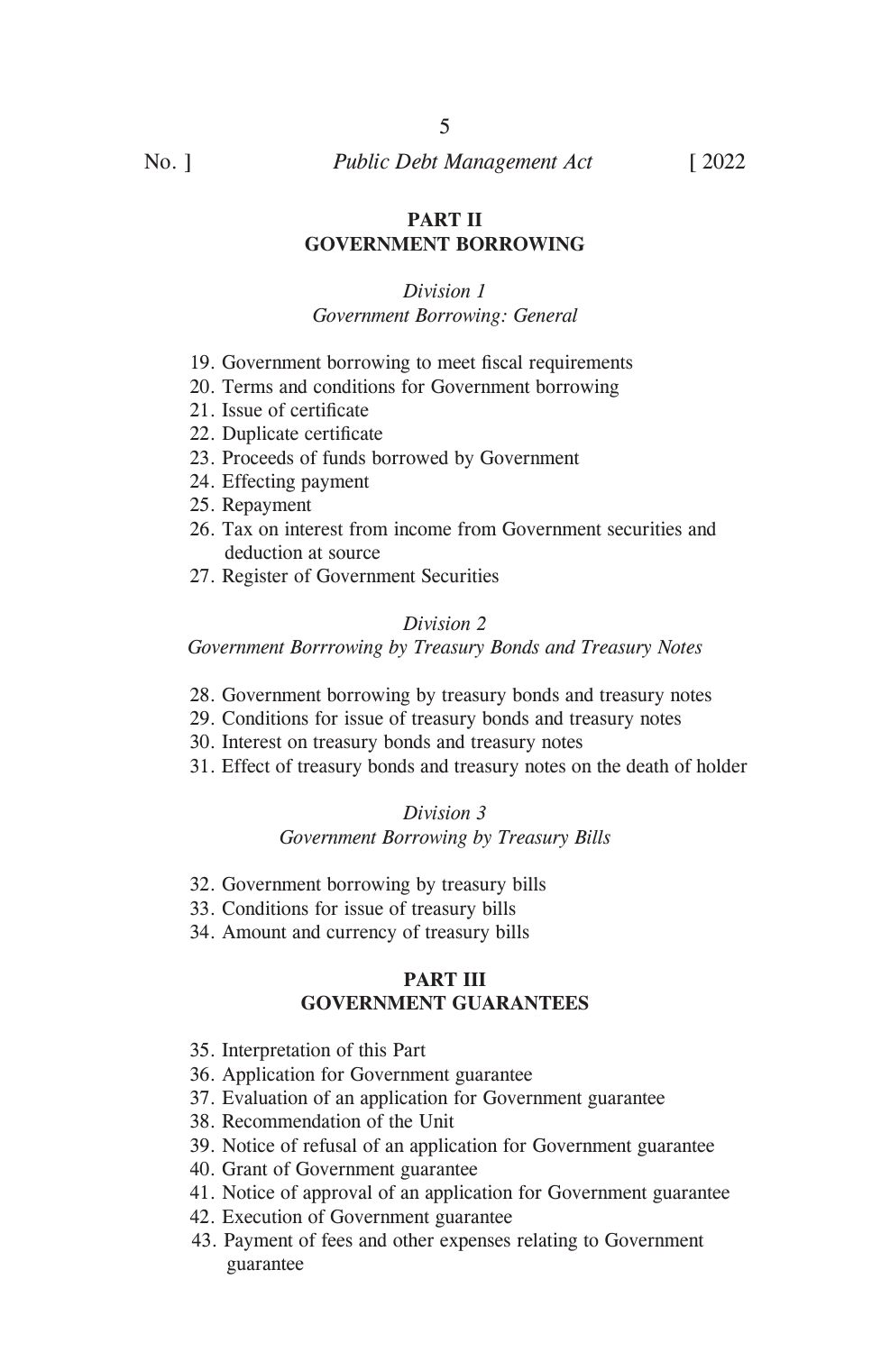## PART II
## GOVERNMENT BORROWING

### *Division 1*
### *Government Borrowing: General*

19. Government borrowing to meet fiscal requirements
20. Terms and conditions for Government borrowing
21. Issue of certificate
22. Duplicate certificate
23. Proceeds of funds borrowed by Government
24. Effecting payment
25. Repayment
26. Tax on interest from income from Government securities and deduction at source
27. Register of Government Securities

### *Division 2*
### *Government Borrrowing by Treasury Bonds and Treasury Notes*

28. Government borrowing by treasury bonds and treasury notes
29. Conditions for issue of treasury bonds and treasury notes
30. Interest on treasury bonds and treasury notes
31. Effect of treasury bonds and treasury notes on the death of holder

### *Division 3*
### *Government Borrowing by Treasury Bills*

32. Government borrowing by treasury bills
33. Conditions for issue of treasury bills
34. Amount and currency of treasury bills

## PART III
## GOVERNMENT GUARANTEES

35. Interpretation of this Part
36. Application for Government guarantee
37. Evaluation of an application for Government guarantee
38. Recommendation of the Unit
39. Notice of refusal of an application for Government guarantee
40. Grant of Government guarantee
41. Notice of approval of an application for Government guarantee
42. Execution of Government guarantee
43. Payment of fees and other expenses relating to Government guarantee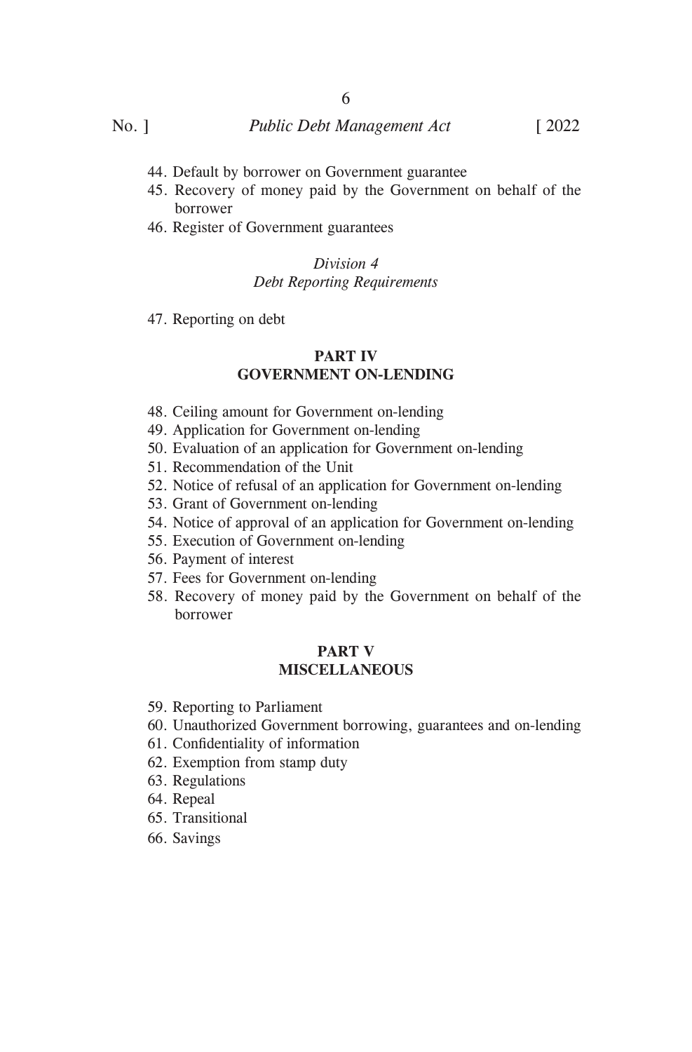44. Default by borrower on Government guarantee
45. Recovery of money paid by the Government on behalf of the borrower
46. Register of Government guarantees

*Division 4*
*Debt Reporting Requirements*

47. Reporting on debt

**PART IV**
**GOVERNMENT ON-LENDING**

48. Ceiling amount for Government on-lending
49. Application for Government on-lending
50. Evaluation of an application for Government on-lending
51. Recommendation of the Unit
52. Notice of refusal of an application for Government on-lending
53. Grant of Government on-lending
54. Notice of approval of an application for Government on-lending
55. Execution of Government on-lending
56. Payment of interest
57. Fees for Government on-lending
58. Recovery of money paid by the Government on behalf of the borrower

**PART V**
**MISCELLANEOUS**

59. Reporting to Parliament
60. Unauthorized Government borrowing, guarantees and on-lending
61. Confidentiality of information
62. Exemption from stamp duty
63. Regulations
64. Repeal
65. Transitional
66. Savings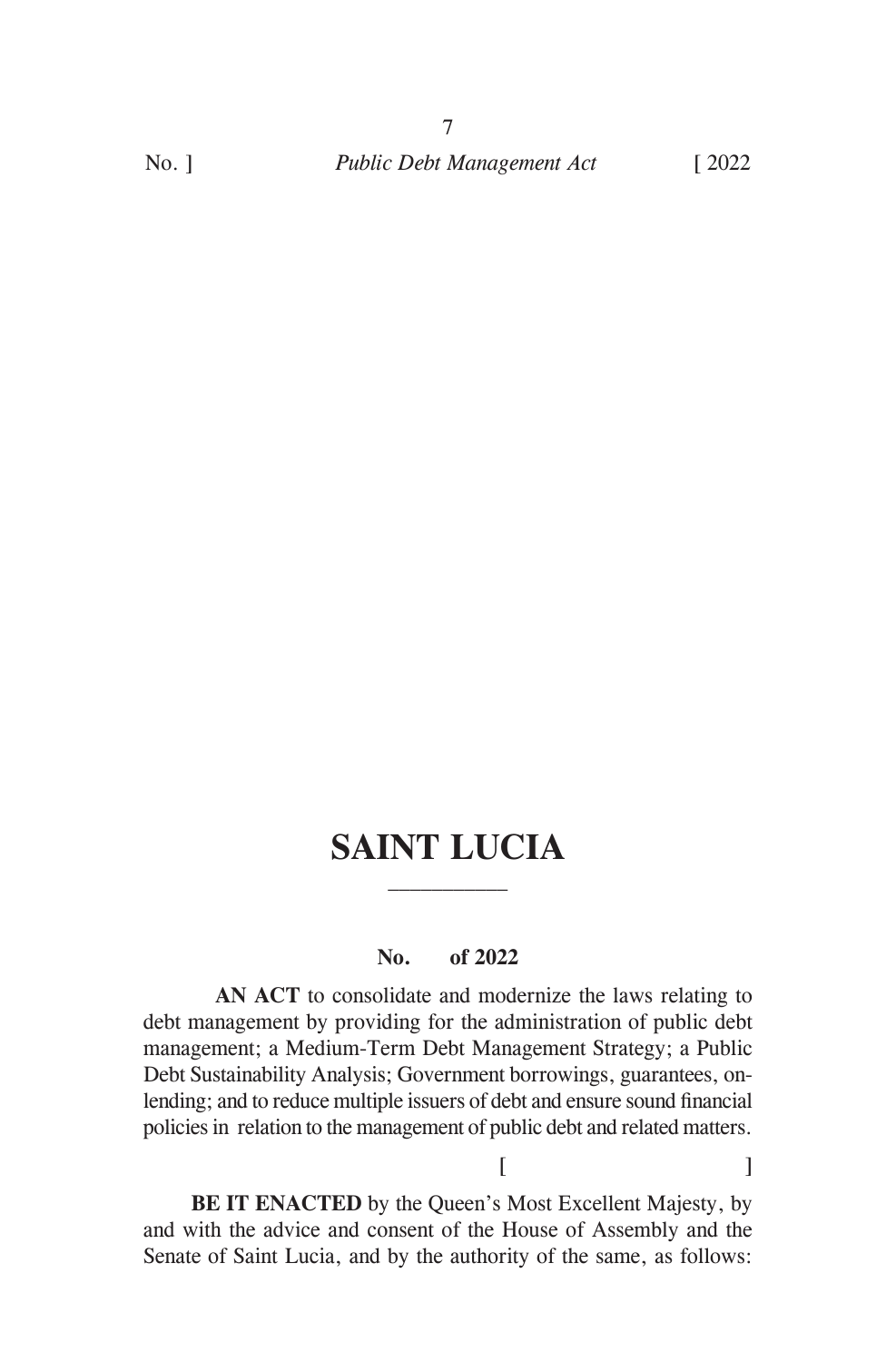# SAINT LUCIA

---

**No. of 2022**

**AN ACT** to consolidate and modernize the laws relating to debt management by providing for the administration of public debt management; a Medium-Term Debt Management Strategy; a Public Debt Sustainability Analysis; Government borrowings, guarantees, on-lending; and to reduce multiple issuers of debt and ensure sound financial policies in relation to the management of public debt and related matters.

[ ]

**BE IT ENACTED** by the Queen's Most Excellent Majesty, by and with the advice and consent of the House of Assembly and the Senate of Saint Lucia, and by the authority of the same, as follows: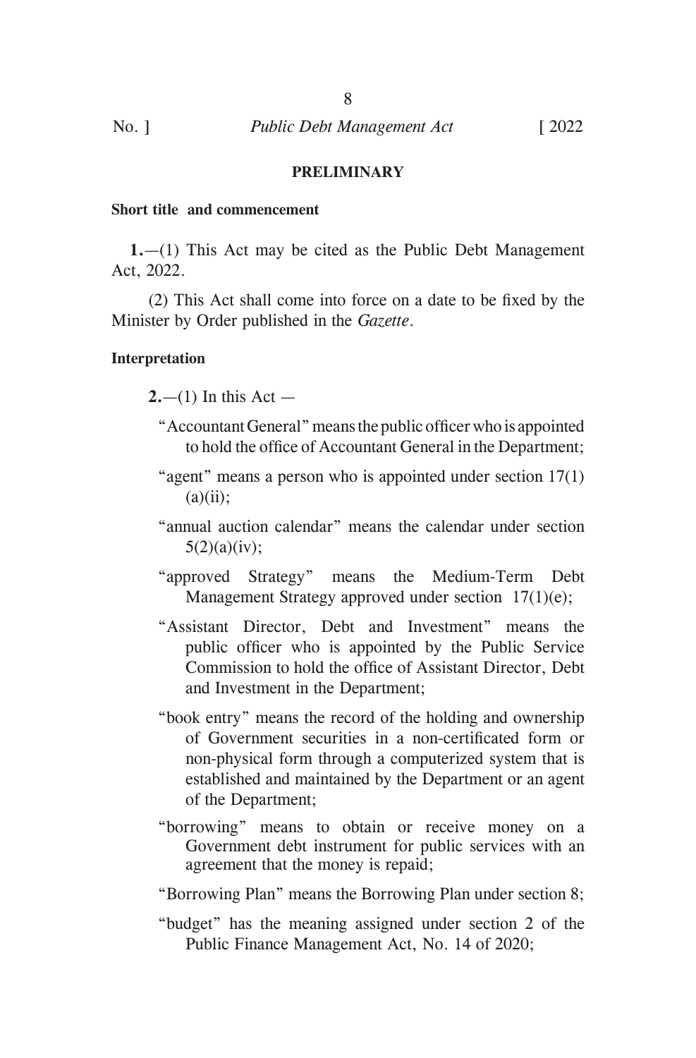## PRELIMINARY

**Short title and commencement**

**1.**—(1) This Act may be cited as the Public Debt Management Act, 2022.

(2) This Act shall come into force on a date to be fixed by the Minister by Order published in the *Gazette*.

**Interpretation**

**2.**—(1) In this Act —

"Accountant General" means the public officer who is appointed to hold the office of Accountant General in the Department;

"agent" means a person who is appointed under section 17(1)(a)(ii);

"annual auction calendar" means the calendar under section 5(2)(a)(iv);

"approved Strategy" means the Medium-Term Debt Management Strategy approved under section 17(1)(e);

"Assistant Director, Debt and Investment" means the public officer who is appointed by the Public Service Commission to hold the office of Assistant Director, Debt and Investment in the Department;

"book entry" means the record of the holding and ownership of Government securities in a non-certificated form or non-physical form through a computerized system that is established and maintained by the Department or an agent of the Department;

"borrowing" means to obtain or receive money on a Government debt instrument for public services with an agreement that the money is repaid;

"Borrowing Plan" means the Borrowing Plan under section 8;

"budget" has the meaning assigned under section 2 of the Public Finance Management Act, No. 14 of 2020;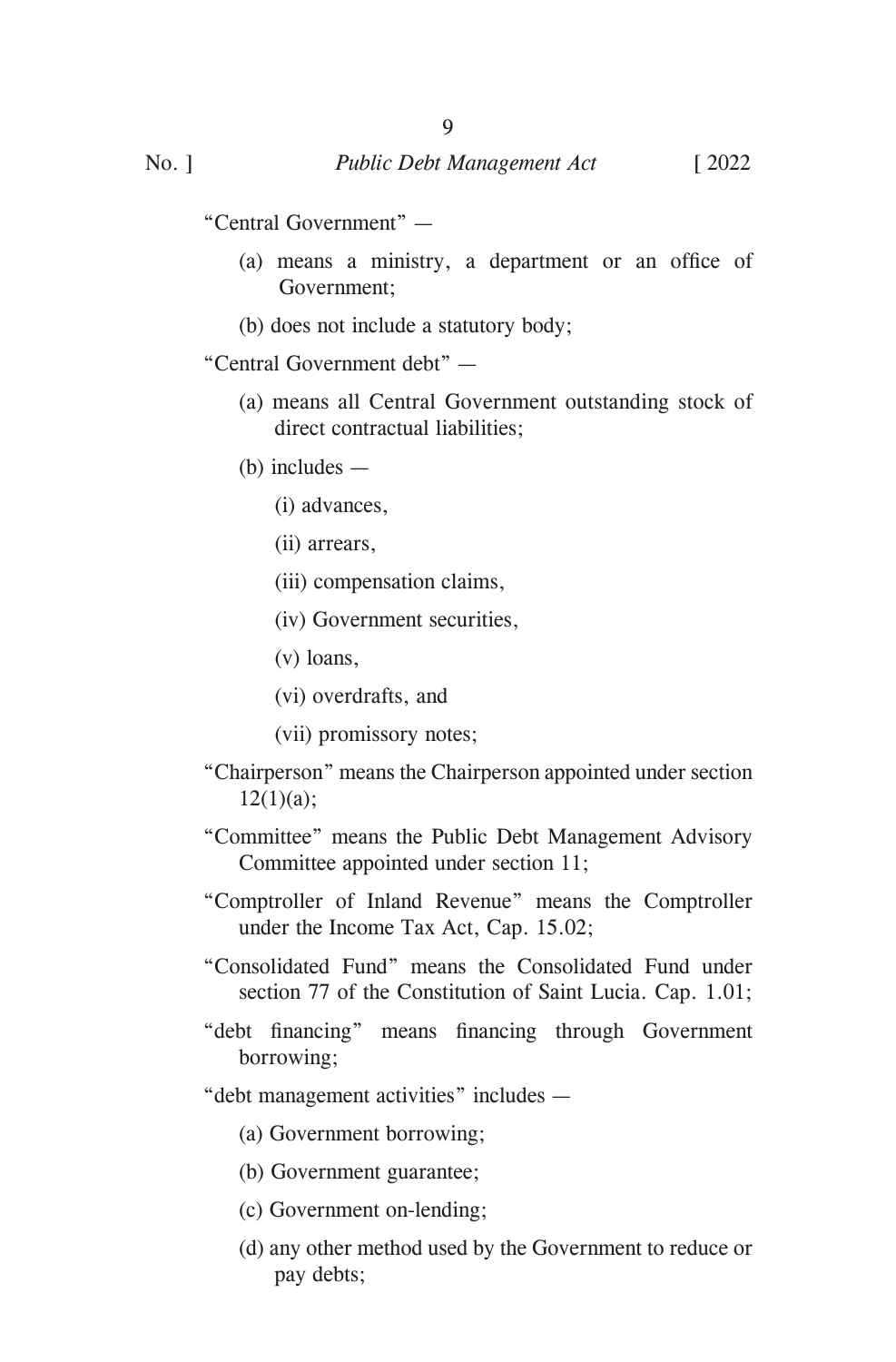"Central Government" —

(a) means a ministry, a department or an office of Government;

(b) does not include a statutory body;

"Central Government debt" —

(a) means all Central Government outstanding stock of direct contractual liabilities;

(b) includes —

(i) advances,

(ii) arrears,

(iii) compensation claims,

(iv) Government securities,

(v) loans,

(vi) overdrafts, and

(vii) promissory notes;

"Chairperson" means the Chairperson appointed under section 12(1)(a);

"Committee" means the Public Debt Management Advisory Committee appointed under section 11;

"Comptroller of Inland Revenue" means the Comptroller under the Income Tax Act, Cap. 15.02;

"Consolidated Fund" means the Consolidated Fund under section 77 of the Constitution of Saint Lucia. Cap. 1.01;

"debt financing" means financing through Government borrowing;

"debt management activities" includes —

(a) Government borrowing;

(b) Government guarantee;

(c) Government on-lending;

(d) any other method used by the Government to reduce or pay debts;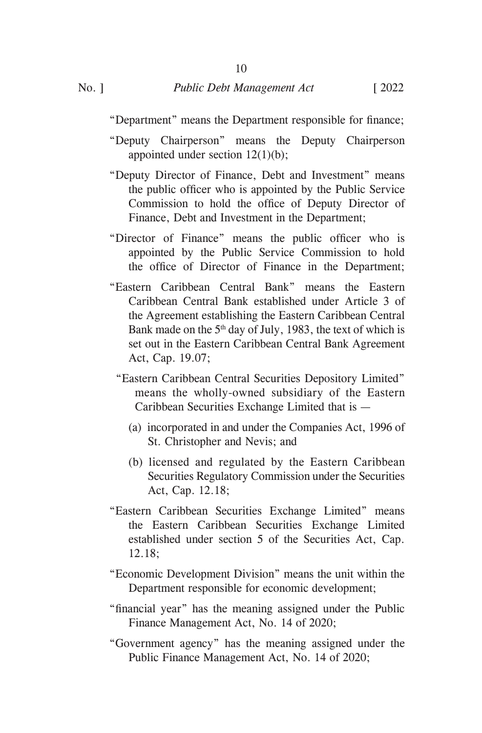"Department" means the Department responsible for finance;

"Deputy Chairperson" means the Deputy Chairperson appointed under section 12(1)(b);

"Deputy Director of Finance, Debt and Investment" means the public officer who is appointed by the Public Service Commission to hold the office of Deputy Director of Finance, Debt and Investment in the Department;

"Director of Finance" means the public officer who is appointed by the Public Service Commission to hold the office of Director of Finance in the Department;

"Eastern Caribbean Central Bank" means the Eastern Caribbean Central Bank established under Article 3 of the Agreement establishing the Eastern Caribbean Central Bank made on the 5th day of July, 1983, the text of which is set out in the Eastern Caribbean Central Bank Agreement Act, Cap. 19.07;

"Eastern Caribbean Central Securities Depository Limited" means the wholly-owned subsidiary of the Eastern Caribbean Securities Exchange Limited that is —

(a) incorporated in and under the Companies Act, 1996 of St. Christopher and Nevis; and

(b) licensed and regulated by the Eastern Caribbean Securities Regulatory Commission under the Securities Act, Cap. 12.18;

"Eastern Caribbean Securities Exchange Limited" means the Eastern Caribbean Securities Exchange Limited established under section 5 of the Securities Act, Cap. 12.18;

"Economic Development Division" means the unit within the Department responsible for economic development;

"financial year" has the meaning assigned under the Public Finance Management Act, No. 14 of 2020;

"Government agency" has the meaning assigned under the Public Finance Management Act, No. 14 of 2020;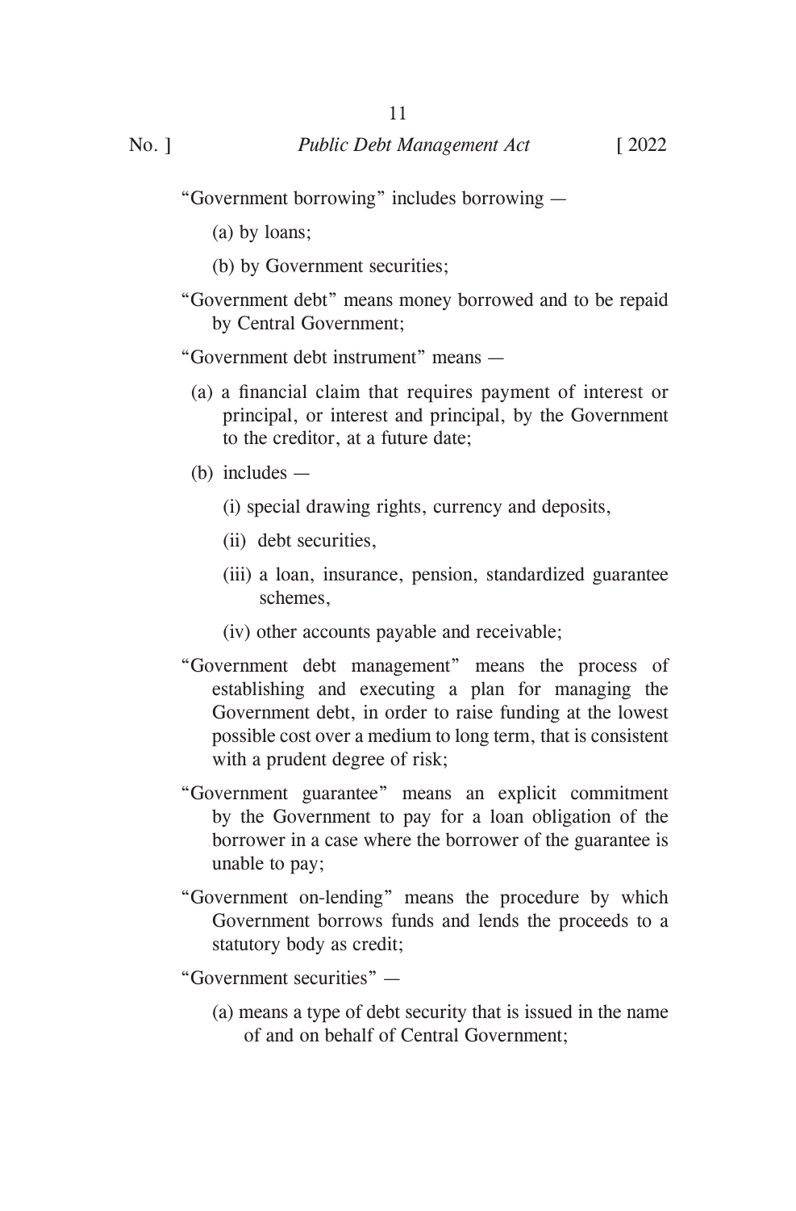"Government borrowing" includes borrowing —

(a) by loans;

(b) by Government securities;

"Government debt" means money borrowed and to be repaid by Central Government;

"Government debt instrument" means —

(a) a financial claim that requires payment of interest or principal, or interest and principal, by the Government to the creditor, at a future date;

(b) includes —

(i) special drawing rights, currency and deposits,

(ii) debt securities,

(iii) a loan, insurance, pension, standardized guarantee schemes,

(iv) other accounts payable and receivable;

"Government debt management" means the process of establishing and executing a plan for managing the Government debt, in order to raise funding at the lowest possible cost over a medium to long term, that is consistent with a prudent degree of risk;

"Government guarantee" means an explicit commitment by the Government to pay for a loan obligation of the borrower in a case where the borrower of the guarantee is unable to pay;

"Government on-lending" means the procedure by which Government borrows funds and lends the proceeds to a statutory body as credit;

"Government securities" —

(a) means a type of debt security that is issued in the name of and on behalf of Central Government;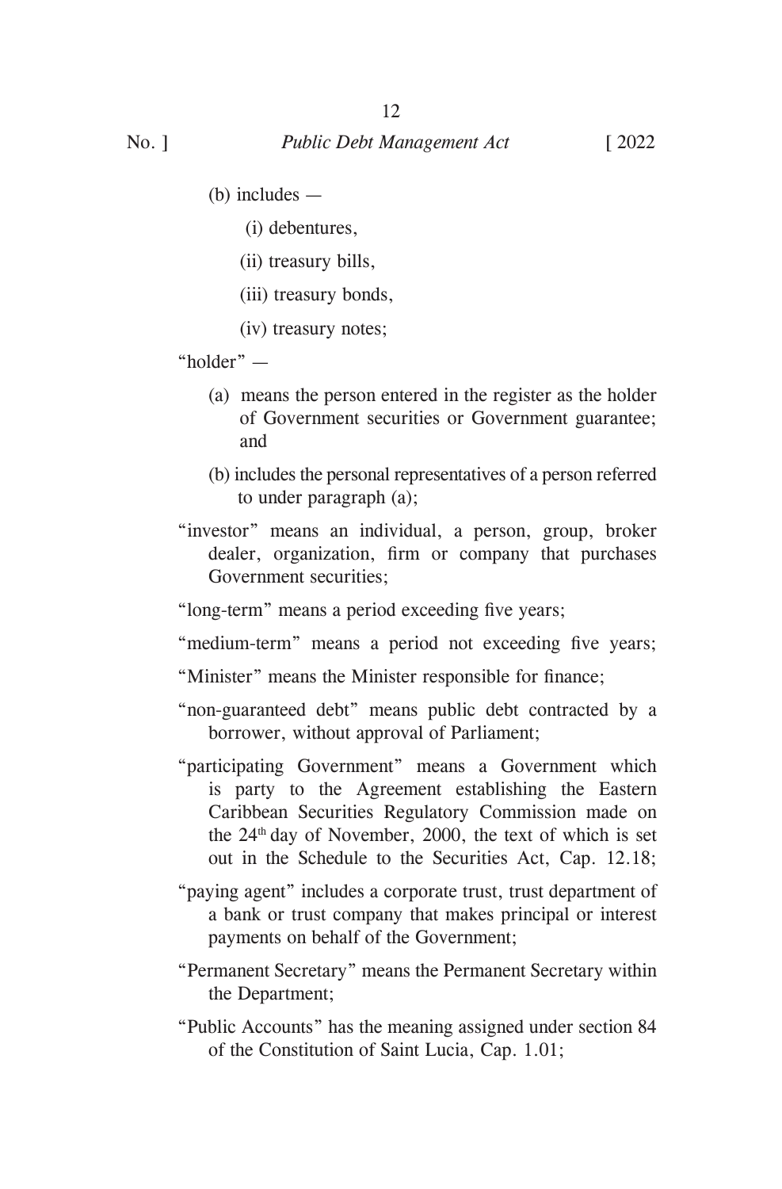(b) includes —

(i) debentures,

(ii) treasury bills,

(iii) treasury bonds,

(iv) treasury notes;

"holder" —

(a) means the person entered in the register as the holder of Government securities or Government guarantee; and

(b) includes the personal representatives of a person referred to under paragraph (a);

"investor" means an individual, a person, group, broker dealer, organization, firm or company that purchases Government securities;

"long-term" means a period exceeding five years;

"medium-term" means a period not exceeding five years;

"Minister" means the Minister responsible for finance;

"non-guaranteed debt" means public debt contracted by a borrower, without approval of Parliament;

"participating Government" means a Government which is party to the Agreement establishing the Eastern Caribbean Securities Regulatory Commission made on the 24th day of November, 2000, the text of which is set out in the Schedule to the Securities Act, Cap. 12.18;

"paying agent" includes a corporate trust, trust department of a bank or trust company that makes principal or interest payments on behalf of the Government;

"Permanent Secretary" means the Permanent Secretary within the Department;

"Public Accounts" has the meaning assigned under section 84 of the Constitution of Saint Lucia, Cap. 1.01;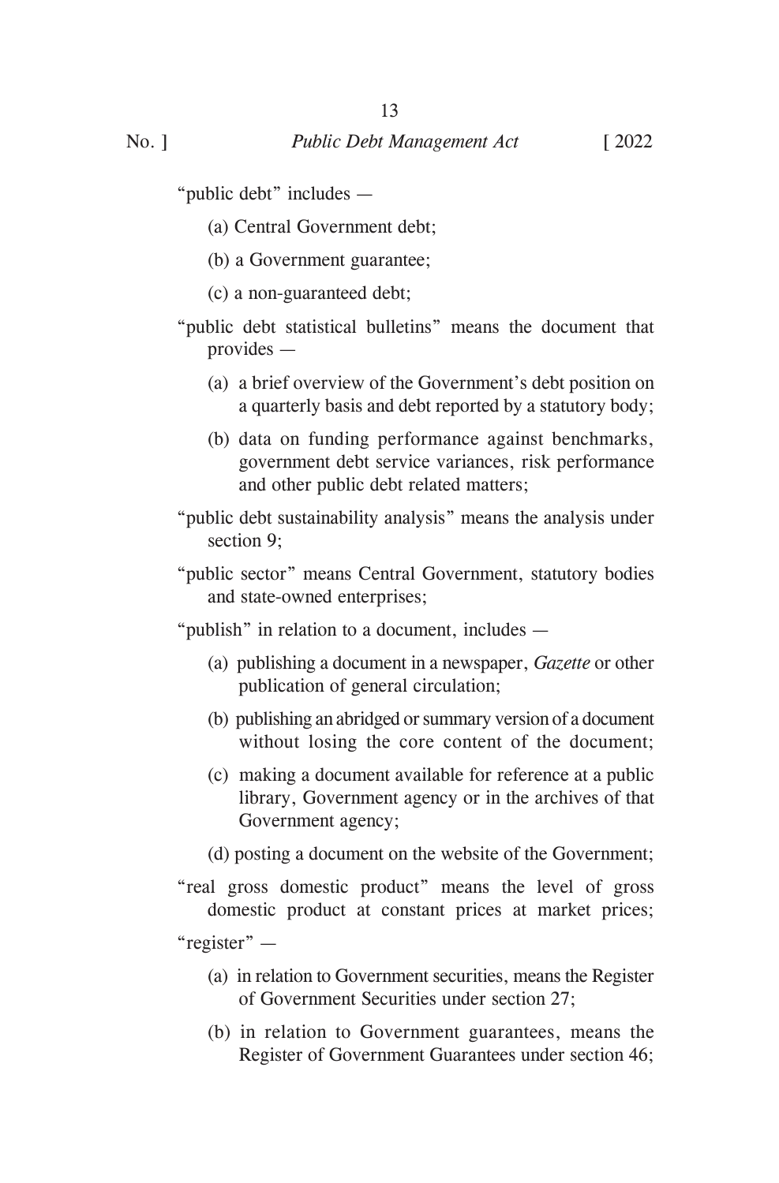"public debt" includes —

(a) Central Government debt;

(b) a Government guarantee;

(c) a non-guaranteed debt;

"public debt statistical bulletins" means the document that provides —

(a) a brief overview of the Government's debt position on a quarterly basis and debt reported by a statutory body;

(b) data on funding performance against benchmarks, government debt service variances, risk performance and other public debt related matters;

"public debt sustainability analysis" means the analysis under section 9;

"public sector" means Central Government, statutory bodies and state-owned enterprises;

"publish" in relation to a document, includes —

(a) publishing a document in a newspaper, *Gazette* or other publication of general circulation;

(b) publishing an abridged or summary version of a document without losing the core content of the document;

(c) making a document available for reference at a public library, Government agency or in the archives of that Government agency;

(d) posting a document on the website of the Government;

"real gross domestic product" means the level of gross domestic product at constant prices at market prices;

"register" —

(a) in relation to Government securities, means the Register of Government Securities under section 27;

(b) in relation to Government guarantees, means the Register of Government Guarantees under section 46;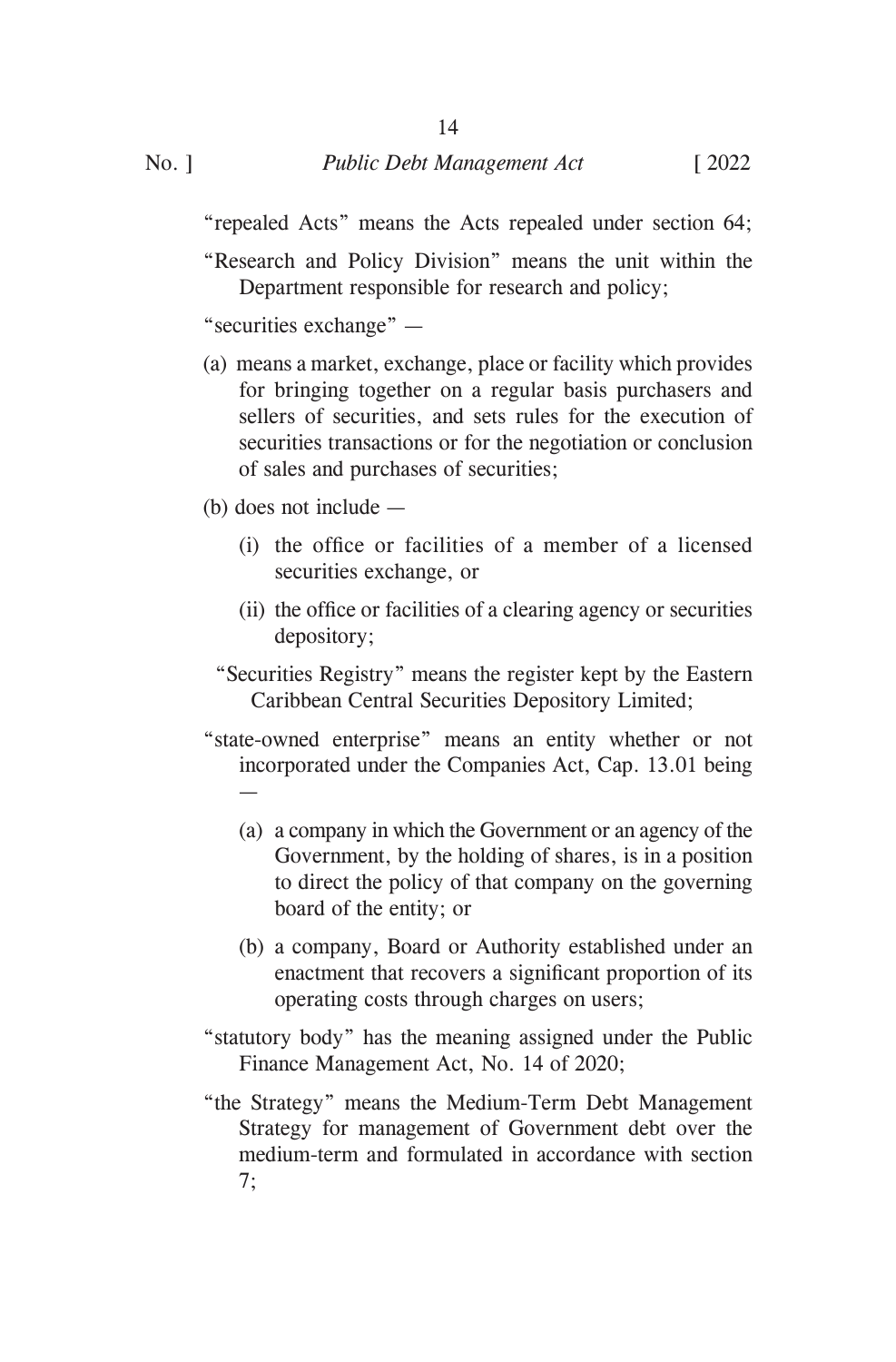"repealed Acts" means the Acts repealed under section 64;

"Research and Policy Division" means the unit within the Department responsible for research and policy;

"securities exchange" —

(a) means a market, exchange, place or facility which provides for bringing together on a regular basis purchasers and sellers of securities, and sets rules for the execution of securities transactions or for the negotiation or conclusion of sales and purchases of securities;

(b) does not include —

(i) the office or facilities of a member of a licensed securities exchange, or

(ii) the office or facilities of a clearing agency or securities depository;

"Securities Registry" means the register kept by the Eastern Caribbean Central Securities Depository Limited;

"state-owned enterprise" means an entity whether or not incorporated under the Companies Act, Cap. 13.01 being —

(a) a company in which the Government or an agency of the Government, by the holding of shares, is in a position to direct the policy of that company on the governing board of the entity; or

(b) a company, Board or Authority established under an enactment that recovers a significant proportion of its operating costs through charges on users;

"statutory body" has the meaning assigned under the Public Finance Management Act, No. 14 of 2020;

"the Strategy" means the Medium-Term Debt Management Strategy for management of Government debt over the medium-term and formulated in accordance with section 7;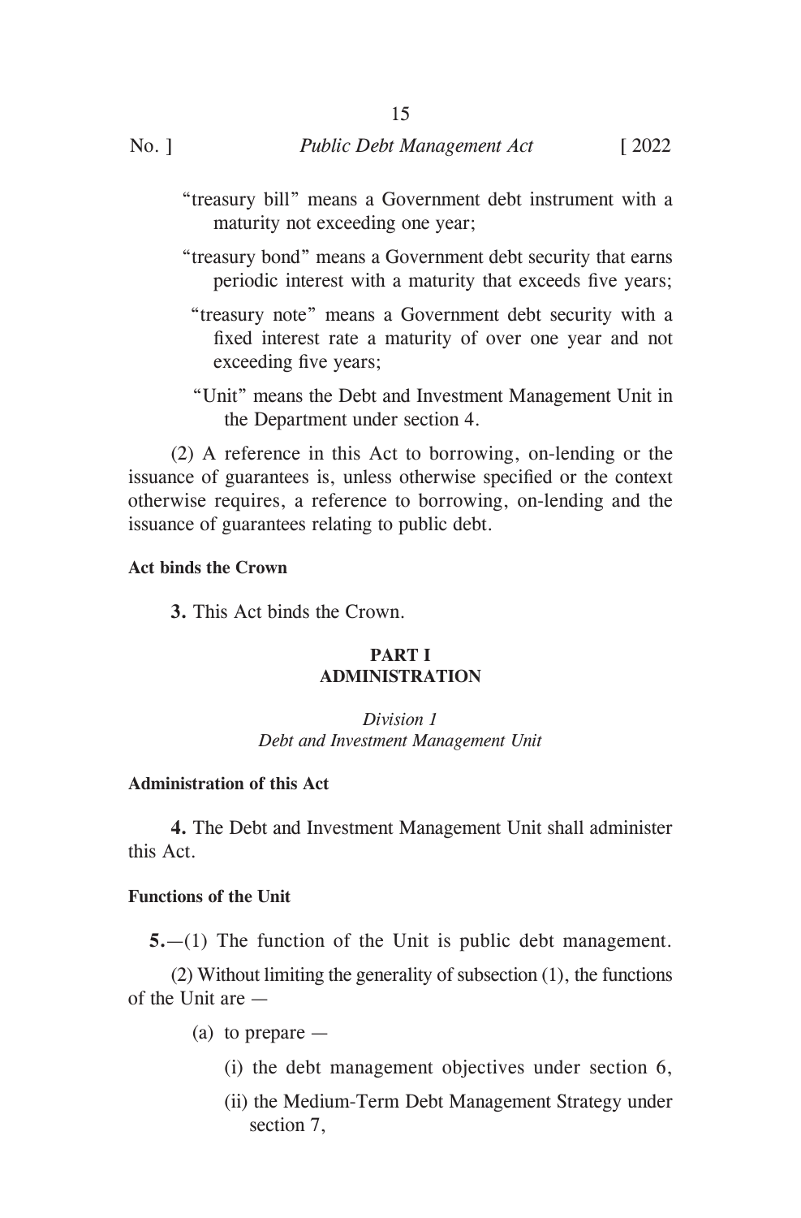"treasury bill" means a Government debt instrument with a maturity not exceeding one year;

"treasury bond" means a Government debt security that earns periodic interest with a maturity that exceeds five years;

"treasury note" means a Government debt security with a fixed interest rate a maturity of over one year and not exceeding five years;

"Unit" means the Debt and Investment Management Unit in the Department under section 4.

(2) A reference in this Act to borrowing, on-lending or the issuance of guarantees is, unless otherwise specified or the context otherwise requires, a reference to borrowing, on-lending and the issuance of guarantees relating to public debt.

**Act binds the Crown**

**3.** This Act binds the Crown.

## PART I
## ADMINISTRATION

### *Division 1*
### *Debt and Investment Management Unit*

**Administration of this Act**

**4.** The Debt and Investment Management Unit shall administer this Act.

**Functions of the Unit**

**5.**—(1) The function of the Unit is public debt management.

(2) Without limiting the generality of subsection (1), the functions of the Unit are —

(a) to prepare —

(i) the debt management objectives under section 6,

(ii) the Medium-Term Debt Management Strategy under section 7,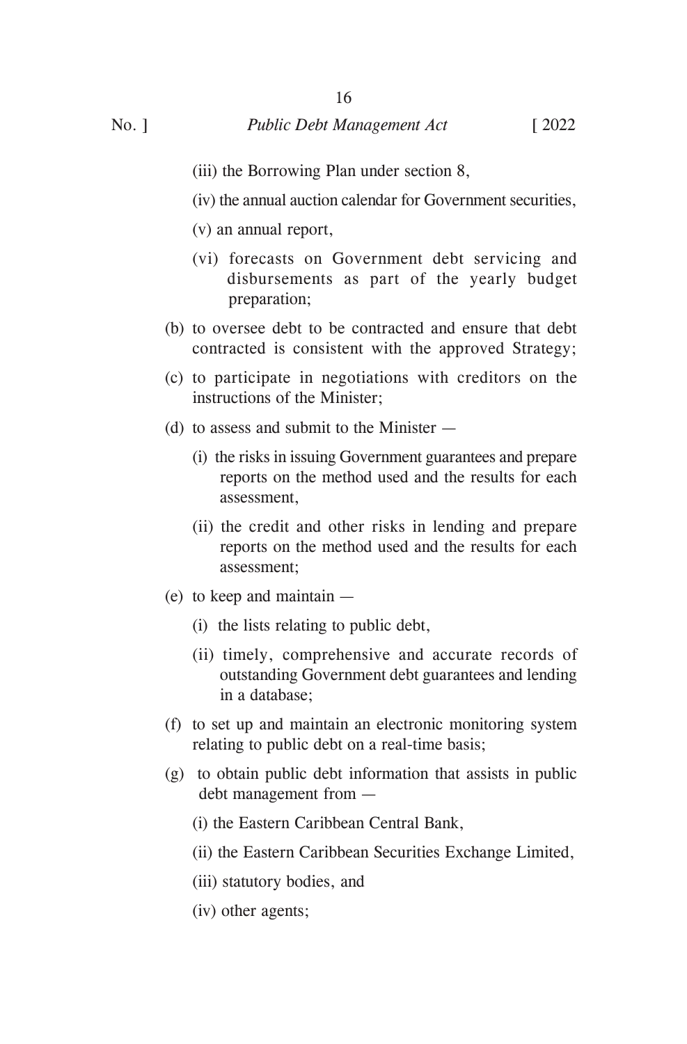(iii) the Borrowing Plan under section 8,

(iv) the annual auction calendar for Government securities,

(v) an annual report,

(vi) forecasts on Government debt servicing and disbursements as part of the yearly budget preparation;

(b) to oversee debt to be contracted and ensure that debt contracted is consistent with the approved Strategy;

(c) to participate in negotiations with creditors on the instructions of the Minister;

(d) to assess and submit to the Minister —

(i) the risks in issuing Government guarantees and prepare reports on the method used and the results for each assessment,

(ii) the credit and other risks in lending and prepare reports on the method used and the results for each assessment;

(e) to keep and maintain —

(i) the lists relating to public debt,

(ii) timely, comprehensive and accurate records of outstanding Government debt guarantees and lending in a database;

(f) to set up and maintain an electronic monitoring system relating to public debt on a real-time basis;

(g) to obtain public debt information that assists in public debt management from —

(i) the Eastern Caribbean Central Bank,

(ii) the Eastern Caribbean Securities Exchange Limited,

(iii) statutory bodies, and

(iv) other agents;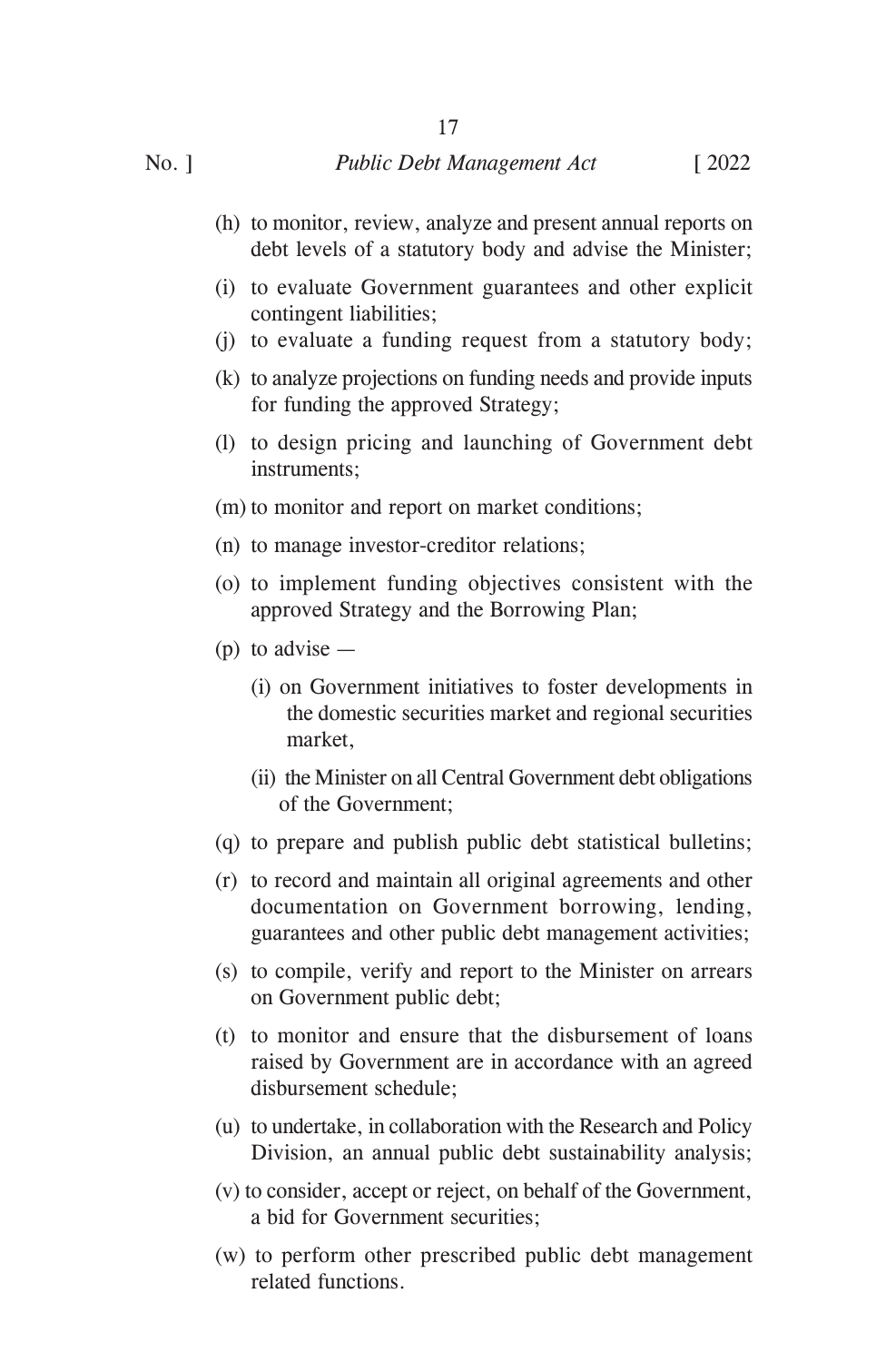(h) to monitor, review, analyze and present annual reports on debt levels of a statutory body and advise the Minister;

(i) to evaluate Government guarantees and other explicit contingent liabilities;

(j) to evaluate a funding request from a statutory body;

(k) to analyze projections on funding needs and provide inputs for funding the approved Strategy;

(l) to design pricing and launching of Government debt instruments;

(m) to monitor and report on market conditions;

(n) to manage investor-creditor relations;

(o) to implement funding objectives consistent with the approved Strategy and the Borrowing Plan;

(p) to advise —

(i) on Government initiatives to foster developments in the domestic securities market and regional securities market,

(ii) the Minister on all Central Government debt obligations of the Government;

(q) to prepare and publish public debt statistical bulletins;

(r) to record and maintain all original agreements and other documentation on Government borrowing, lending, guarantees and other public debt management activities;

(s) to compile, verify and report to the Minister on arrears on Government public debt;

(t) to monitor and ensure that the disbursement of loans raised by Government are in accordance with an agreed disbursement schedule;

(u) to undertake, in collaboration with the Research and Policy Division, an annual public debt sustainability analysis;

(v) to consider, accept or reject, on behalf of the Government, a bid for Government securities;

(w) to perform other prescribed public debt management related functions.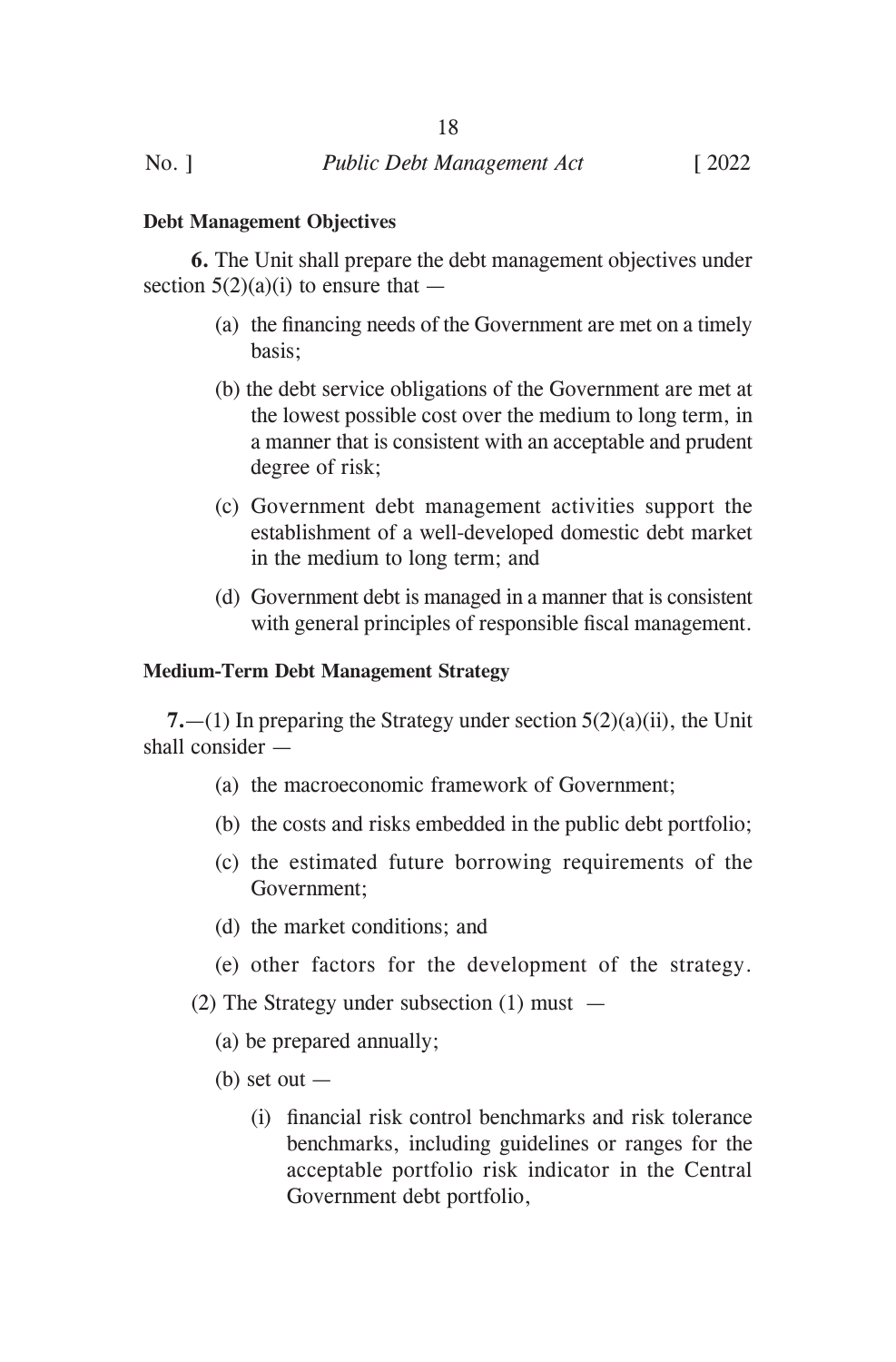**Debt Management Objectives**

**6.** The Unit shall prepare the debt management objectives under section 5(2)(a)(i) to ensure that —

(a) the financing needs of the Government are met on a timely basis;

(b) the debt service obligations of the Government are met at the lowest possible cost over the medium to long term, in a manner that is consistent with an acceptable and prudent degree of risk;

(c) Government debt management activities support the establishment of a well-developed domestic debt market in the medium to long term; and

(d) Government debt is managed in a manner that is consistent with general principles of responsible fiscal management.

**Medium-Term Debt Management Strategy**

**7.**—(1) In preparing the Strategy under section 5(2)(a)(ii), the Unit shall consider —

(a) the macroeconomic framework of Government;

(b) the costs and risks embedded in the public debt portfolio;

(c) the estimated future borrowing requirements of the Government;

(d) the market conditions; and

(e) other factors for the development of the strategy.

(2) The Strategy under subsection (1) must —

(a) be prepared annually;

(b) set out —

(i) financial risk control benchmarks and risk tolerance benchmarks, including guidelines or ranges for the acceptable portfolio risk indicator in the Central Government debt portfolio,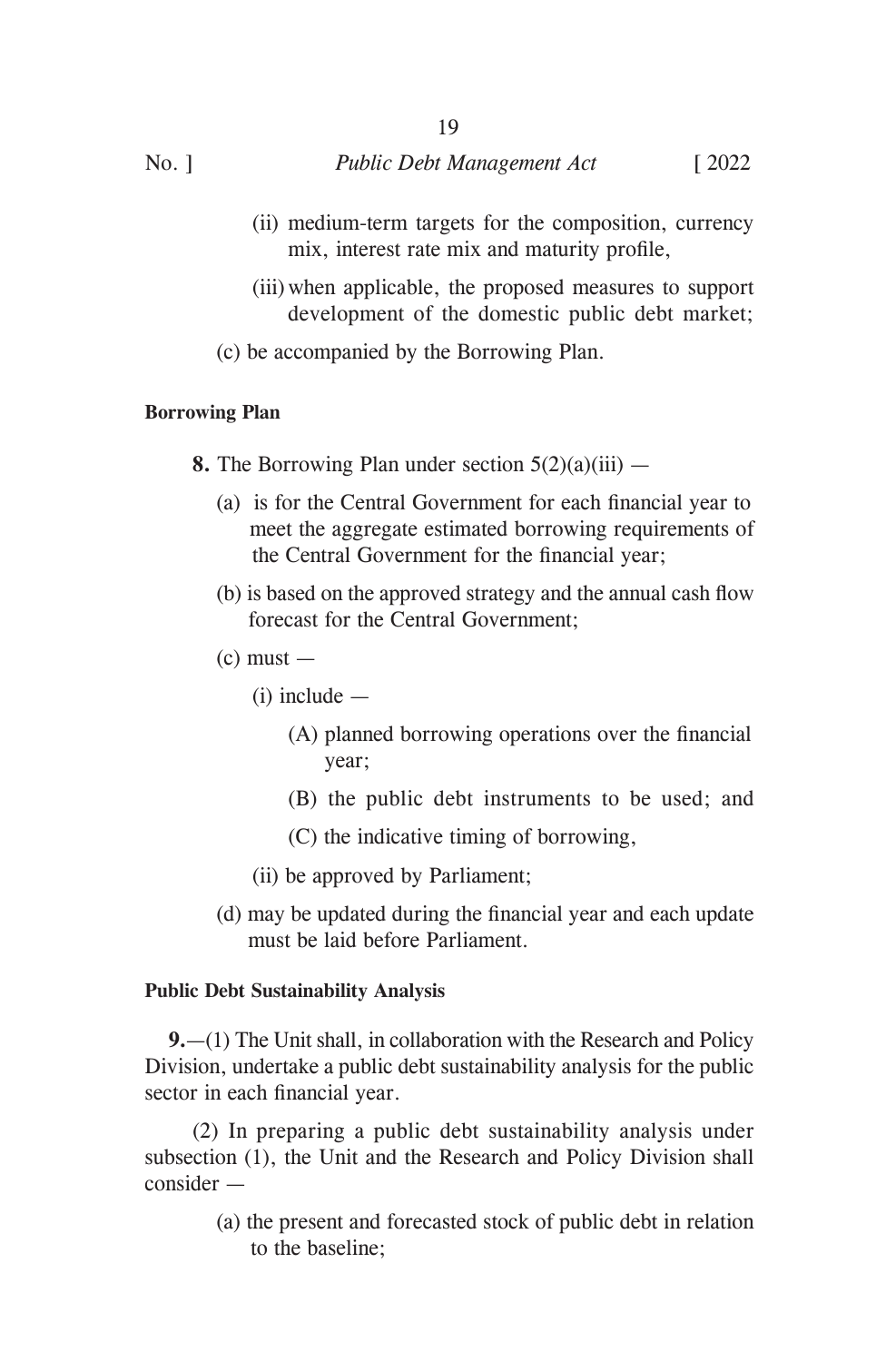(ii) medium-term targets for the composition, currency mix, interest rate mix and maturity profile,

(iii) when applicable, the proposed measures to support development of the domestic public debt market;

(c) be accompanied by the Borrowing Plan.

**Borrowing Plan**

**8.** The Borrowing Plan under section 5(2)(a)(iii) —

(a) is for the Central Government for each financial year to meet the aggregate estimated borrowing requirements of the Central Government for the financial year;

(b) is based on the approved strategy and the annual cash flow forecast for the Central Government;

(c) must —

(i) include —

(A) planned borrowing operations over the financial year;

(B) the public debt instruments to be used; and

(C) the indicative timing of borrowing,

(ii) be approved by Parliament;

(d) may be updated during the financial year and each update must be laid before Parliament.

**Public Debt Sustainability Analysis**

**9.**—(1) The Unit shall, in collaboration with the Research and Policy Division, undertake a public debt sustainability analysis for the public sector in each financial year.

(2) In preparing a public debt sustainability analysis under subsection (1), the Unit and the Research and Policy Division shall consider —

(a) the present and forecasted stock of public debt in relation to the baseline;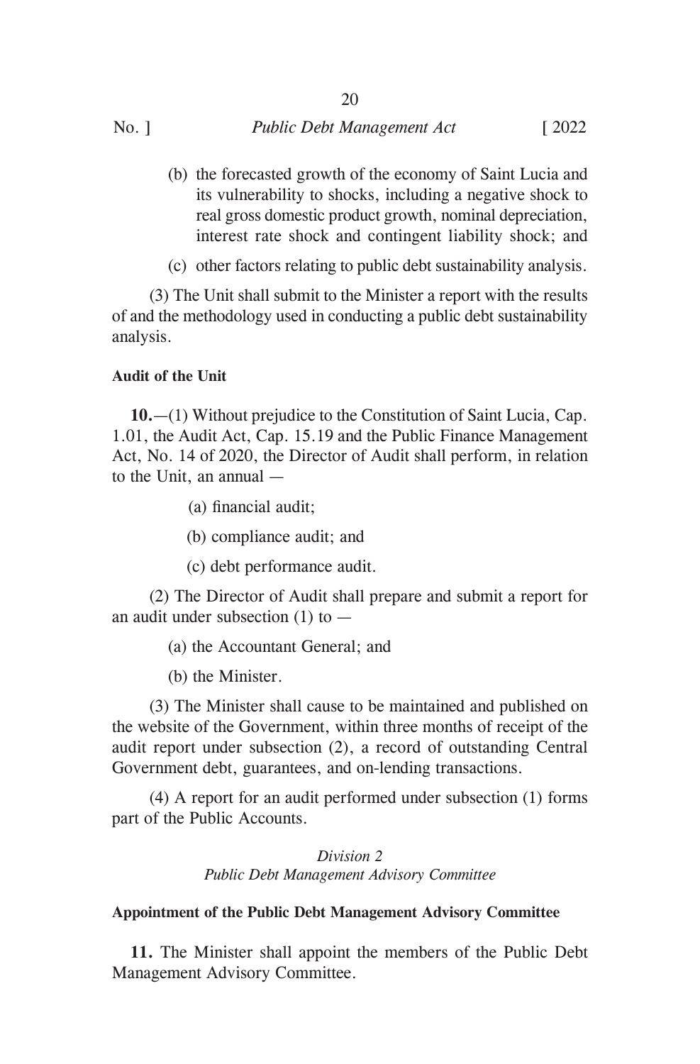(b) the forecasted growth of the economy of Saint Lucia and its vulnerability to shocks, including a negative shock to real gross domestic product growth, nominal depreciation, interest rate shock and contingent liability shock; and

(c) other factors relating to public debt sustainability analysis.

(3) The Unit shall submit to the Minister a report with the results of and the methodology used in conducting a public debt sustainability analysis.

**Audit of the Unit**

**10.**—(1) Without prejudice to the Constitution of Saint Lucia, Cap. 1.01, the Audit Act, Cap. 15.19 and the Public Finance Management Act, No. 14 of 2020, the Director of Audit shall perform, in relation to the Unit, an annual —

(a) financial audit;

(b) compliance audit; and

(c) debt performance audit.

(2) The Director of Audit shall prepare and submit a report for an audit under subsection (1) to —

(a) the Accountant General; and

(b) the Minister.

(3) The Minister shall cause to be maintained and published on the website of the Government, within three months of receipt of the audit report under subsection (2), a record of outstanding Central Government debt, guarantees, and on-lending transactions.

(4) A report for an audit performed under subsection (1) forms part of the Public Accounts.

*Division 2*
*Public Debt Management Advisory Committee*

**Appointment of the Public Debt Management Advisory Committee**

**11.** The Minister shall appoint the members of the Public Debt Management Advisory Committee.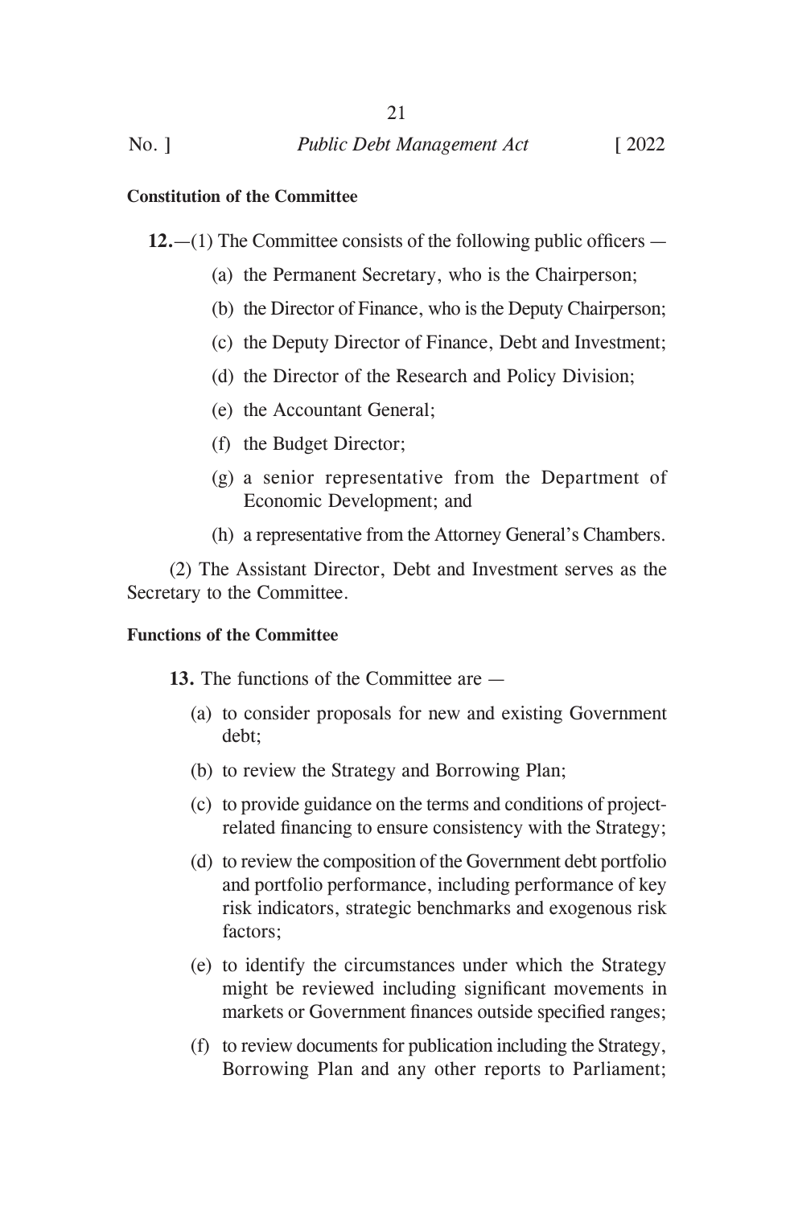**Constitution of the Committee**

**12.**—(1) The Committee consists of the following public officers —

(a) the Permanent Secretary, who is the Chairperson;

(b) the Director of Finance, who is the Deputy Chairperson;

(c) the Deputy Director of Finance, Debt and Investment;

(d) the Director of the Research and Policy Division;

(e) the Accountant General;

(f) the Budget Director;

(g) a senior representative from the Department of Economic Development; and

(h) a representative from the Attorney General's Chambers.

(2) The Assistant Director, Debt and Investment serves as the Secretary to the Committee.

**Functions of the Committee**

**13.** The functions of the Committee are —

(a) to consider proposals for new and existing Government debt;

(b) to review the Strategy and Borrowing Plan;

(c) to provide guidance on the terms and conditions of project-related financing to ensure consistency with the Strategy;

(d) to review the composition of the Government debt portfolio and portfolio performance, including performance of key risk indicators, strategic benchmarks and exogenous risk factors;

(e) to identify the circumstances under which the Strategy might be reviewed including significant movements in markets or Government finances outside specified ranges;

(f) to review documents for publication including the Strategy, Borrowing Plan and any other reports to Parliament;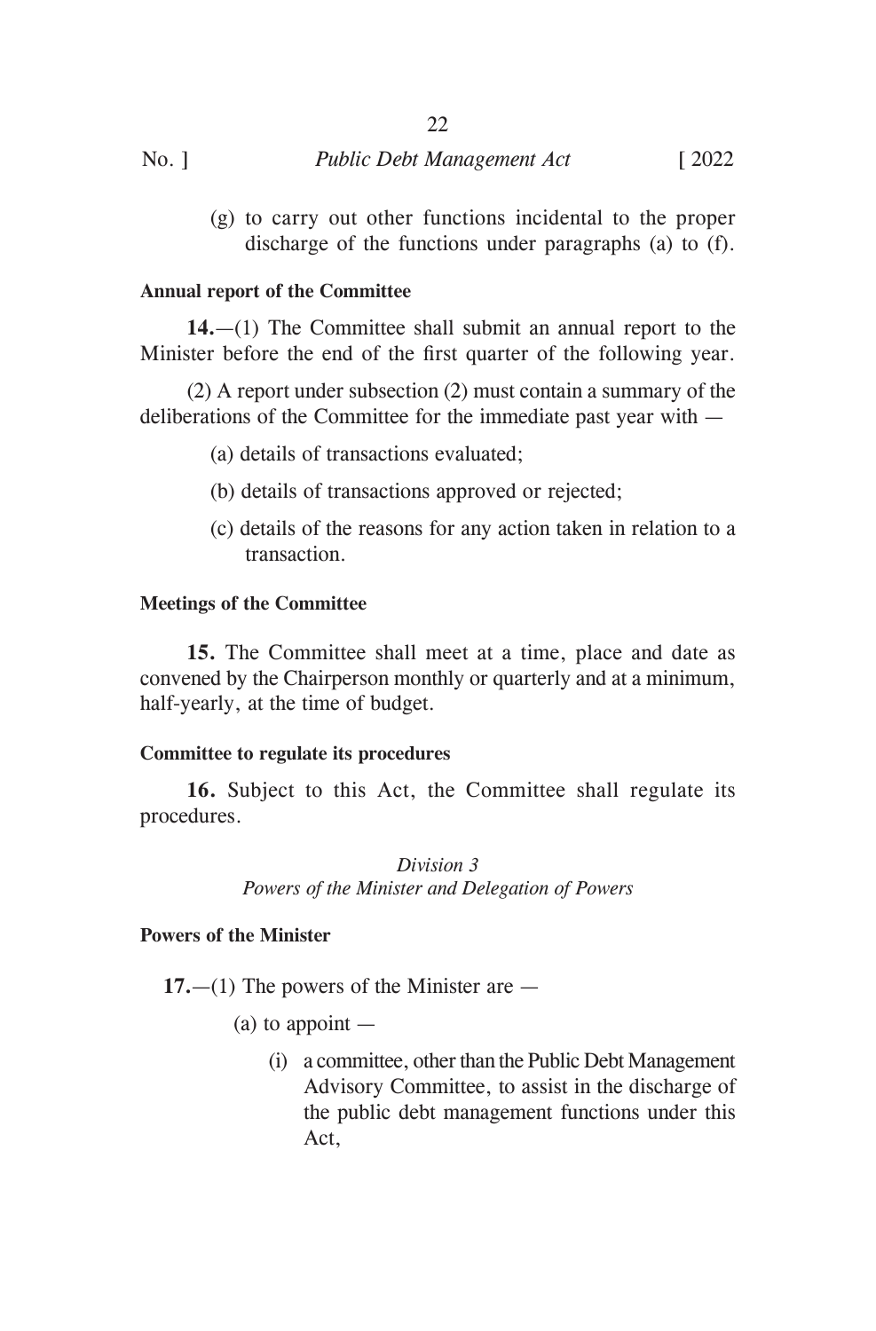(g) to carry out other functions incidental to the proper discharge of the functions under paragraphs (a) to (f).

**Annual report of the Committee**

**14.**—(1) The Committee shall submit an annual report to the Minister before the end of the first quarter of the following year.

(2) A report under subsection (2) must contain a summary of the deliberations of the Committee for the immediate past year with —

(a) details of transactions evaluated;

(b) details of transactions approved or rejected;

(c) details of the reasons for any action taken in relation to a transaction.

**Meetings of the Committee**

**15.** The Committee shall meet at a time, place and date as convened by the Chairperson monthly or quarterly and at a minimum, half-yearly, at the time of budget.

**Committee to regulate its procedures**

**16.** Subject to this Act, the Committee shall regulate its procedures.

*Division 3*
*Powers of the Minister and Delegation of Powers*

**Powers of the Minister**

**17.**—(1) The powers of the Minister are —

(a) to appoint —

(i) a committee, other than the Public Debt Management Advisory Committee, to assist in the discharge of the public debt management functions under this Act,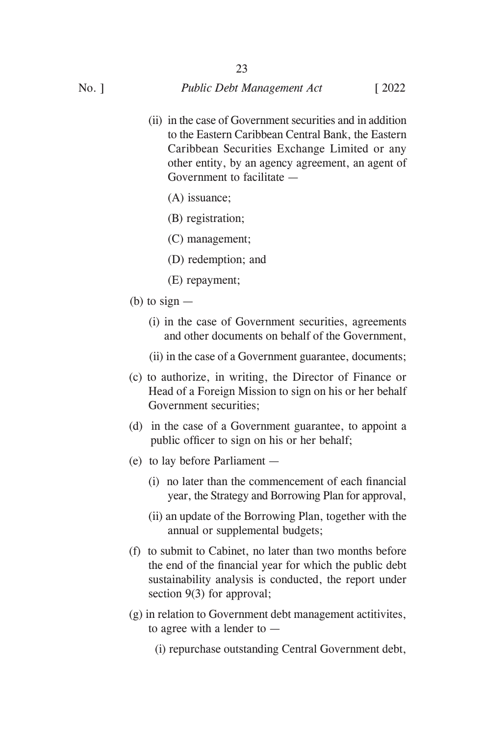(ii) in the case of Government securities and in addition to the Eastern Caribbean Central Bank, the Eastern Caribbean Securities Exchange Limited or any other entity, by an agency agreement, an agent of Government to facilitate —

(A) issuance;

(B) registration;

(C) management;

(D) redemption; and

(E) repayment;

(b) to sign —

(i) in the case of Government securities, agreements and other documents on behalf of the Government,

(ii) in the case of a Government guarantee, documents;

(c) to authorize, in writing, the Director of Finance or Head of a Foreign Mission to sign on his or her behalf Government securities;

(d) in the case of a Government guarantee, to appoint a public officer to sign on his or her behalf;

(e) to lay before Parliament —

(i) no later than the commencement of each financial year, the Strategy and Borrowing Plan for approval,

(ii) an update of the Borrowing Plan, together with the annual or supplemental budgets;

(f) to submit to Cabinet, no later than two months before the end of the financial year for which the public debt sustainability analysis is conducted, the report under section 9(3) for approval;

(g) in relation to Government debt management actitivites, to agree with a lender to —

(i) repurchase outstanding Central Government debt,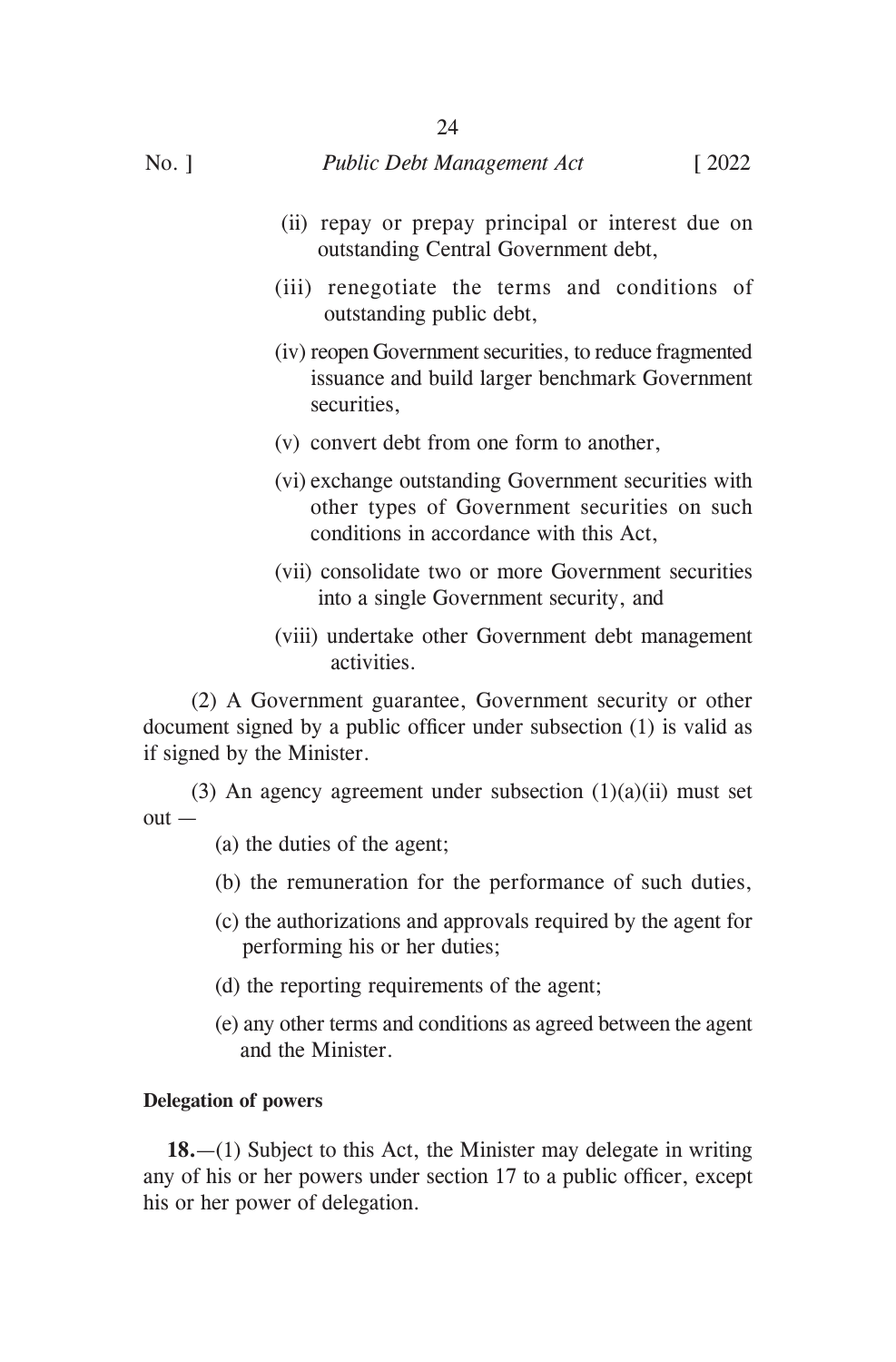(ii) repay or prepay principal or interest due on outstanding Central Government debt,

(iii) renegotiate the terms and conditions of outstanding public debt,

(iv) reopen Government securities, to reduce fragmented issuance and build larger benchmark Government securities,

(v) convert debt from one form to another,

(vi) exchange outstanding Government securities with other types of Government securities on such conditions in accordance with this Act,

(vii) consolidate two or more Government securities into a single Government security, and

(viii) undertake other Government debt management activities.

(2) A Government guarantee, Government security or other document signed by a public officer under subsection (1) is valid as if signed by the Minister.

(3) An agency agreement under subsection (1)(a)(ii) must set out —

(a) the duties of the agent;

(b) the remuneration for the performance of such duties,

(c) the authorizations and approvals required by the agent for performing his or her duties;

(d) the reporting requirements of the agent;

(e) any other terms and conditions as agreed between the agent and the Minister.

**Delegation of powers**

**18.**—(1) Subject to this Act, the Minister may delegate in writing any of his or her powers under section 17 to a public officer, except his or her power of delegation.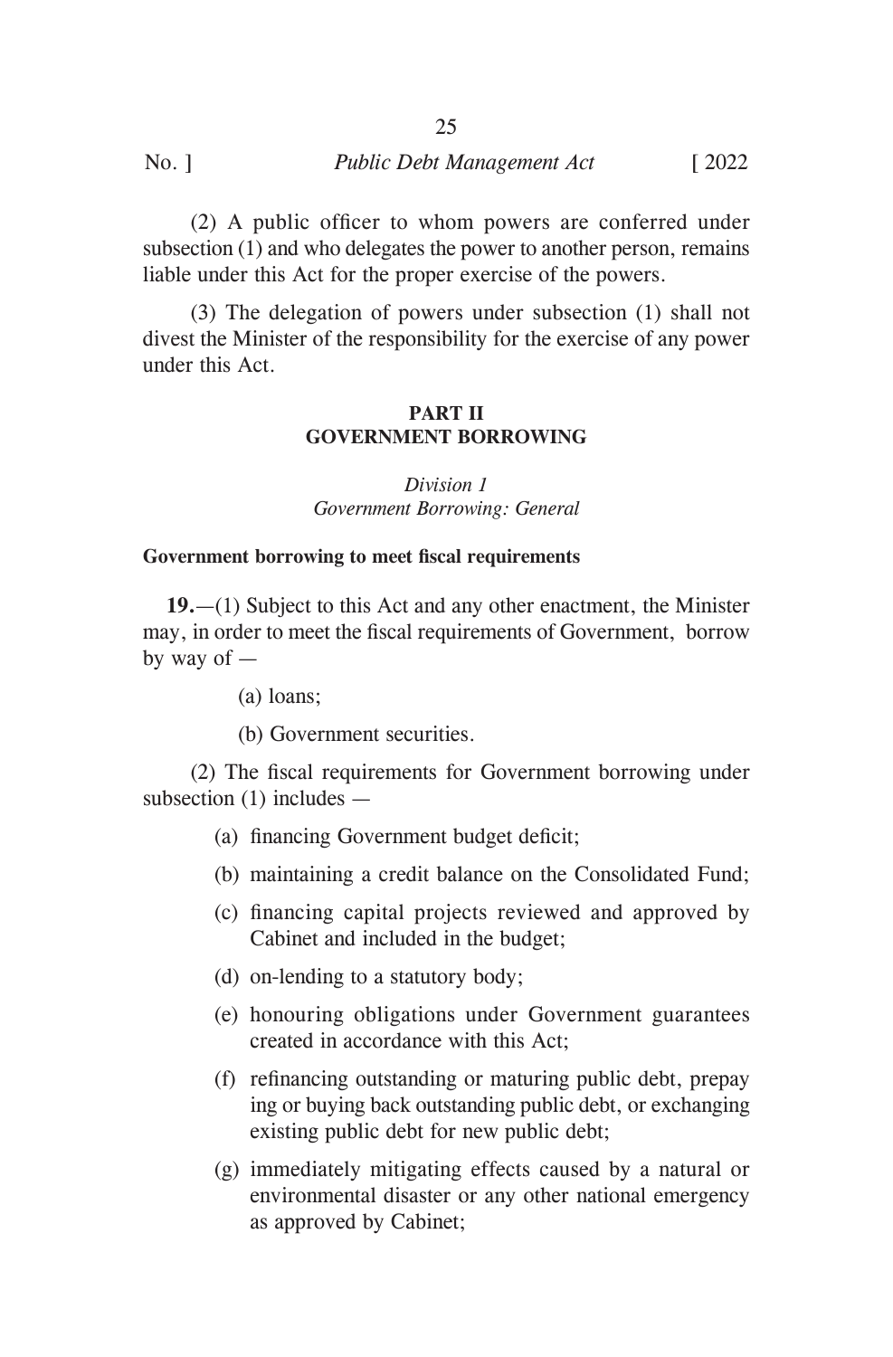(2) A public officer to whom powers are conferred under subsection (1) and who delegates the power to another person, remains liable under this Act for the proper exercise of the powers.

(3) The delegation of powers under subsection (1) shall not divest the Minister of the responsibility for the exercise of any power under this Act.

## PART II
## GOVERNMENT BORROWING

### *Division 1*
### *Government Borrowing: General*

**Government borrowing to meet fiscal requirements**

**19.**—(1) Subject to this Act and any other enactment, the Minister may, in order to meet the fiscal requirements of Government, borrow by way of —

(a) loans;

(b) Government securities.

(2) The fiscal requirements for Government borrowing under subsection (1) includes —

(a) financing Government budget deficit;

(b) maintaining a credit balance on the Consolidated Fund;

(c) financing capital projects reviewed and approved by Cabinet and included in the budget;

(d) on-lending to a statutory body;

(e) honouring obligations under Government guarantees created in accordance with this Act;

(f) refinancing outstanding or maturing public debt, prepaying or buying back outstanding public debt, or exchanging existing public debt for new public debt;

(g) immediately mitigating effects caused by a natural or environmental disaster or any other national emergency as approved by Cabinet;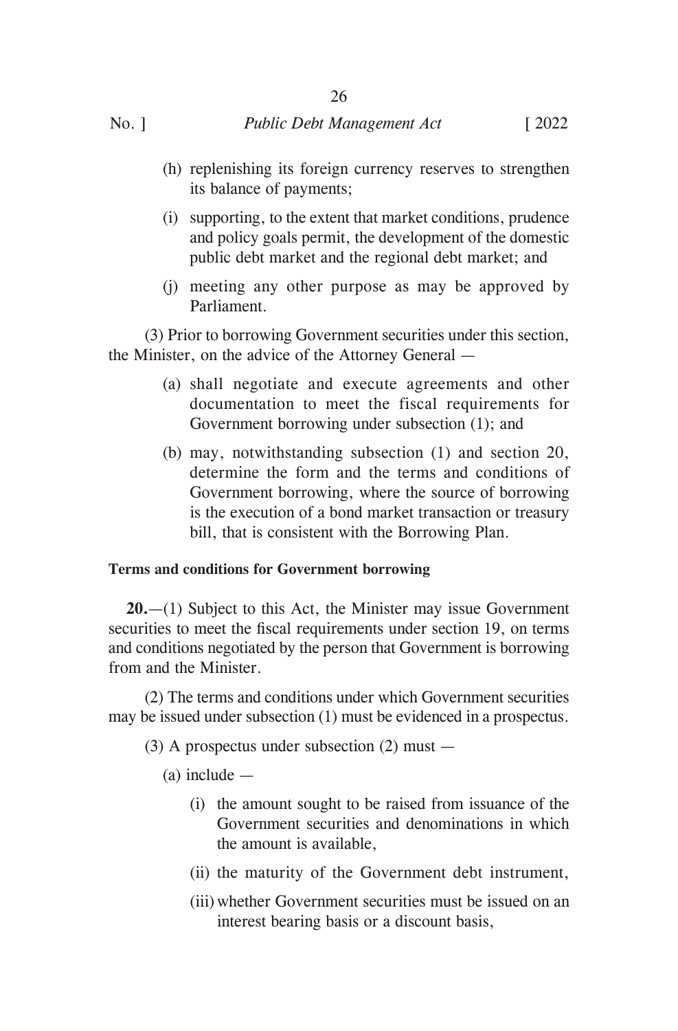(h) replenishing its foreign currency reserves to strengthen its balance of payments;

(i) supporting, to the extent that market conditions, prudence and policy goals permit, the development of the domestic public debt market and the regional debt market; and

(j) meeting any other purpose as may be approved by Parliament.

(3) Prior to borrowing Government securities under this section, the Minister, on the advice of the Attorney General —

(a) shall negotiate and execute agreements and other documentation to meet the fiscal requirements for Government borrowing under subsection (1); and

(b) may, notwithstanding subsection (1) and section 20, determine the form and the terms and conditions of Government borrowing, where the source of borrowing is the execution of a bond market transaction or treasury bill, that is consistent with the Borrowing Plan.

**Terms and conditions for Government borrowing**

**20.**—(1) Subject to this Act, the Minister may issue Government securities to meet the fiscal requirements under section 19, on terms and conditions negotiated by the person that Government is borrowing from and the Minister.

(2) The terms and conditions under which Government securities may be issued under subsection (1) must be evidenced in a prospectus.

(3) A prospectus under subsection (2) must —

(a) include —

(i) the amount sought to be raised from issuance of the Government securities and denominations in which the amount is available,

(ii) the maturity of the Government debt instrument,

(iii) whether Government securities must be issued on an interest bearing basis or a discount basis,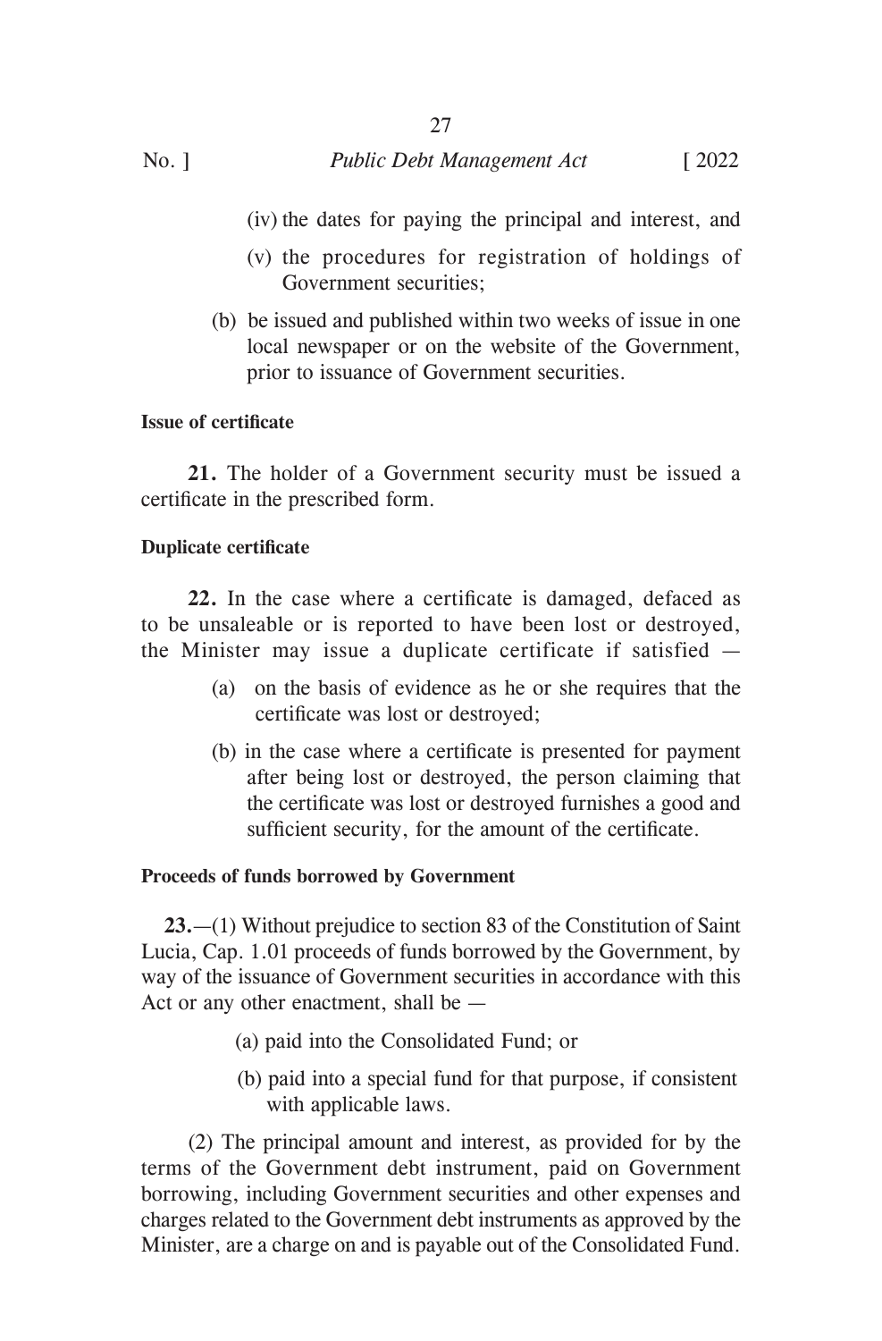(iv) the dates for paying the principal and interest, and

(v) the procedures for registration of holdings of Government securities;

(b) be issued and published within two weeks of issue in one local newspaper or on the website of the Government, prior to issuance of Government securities.

**Issue of certificate**

**21.** The holder of a Government security must be issued a certificate in the prescribed form.

**Duplicate certificate**

**22.** In the case where a certificate is damaged, defaced as to be unsaleable or is reported to have been lost or destroyed, the Minister may issue a duplicate certificate if satisfied —

(a) on the basis of evidence as he or she requires that the certificate was lost or destroyed;

(b) in the case where a certificate is presented for payment after being lost or destroyed, the person claiming that the certificate was lost or destroyed furnishes a good and sufficient security, for the amount of the certificate.

**Proceeds of funds borrowed by Government**

**23.**—(1) Without prejudice to section 83 of the Constitution of Saint Lucia, Cap. 1.01 proceeds of funds borrowed by the Government, by way of the issuance of Government securities in accordance with this Act or any other enactment, shall be —

(a) paid into the Consolidated Fund; or

(b) paid into a special fund for that purpose, if consistent with applicable laws.

(2) The principal amount and interest, as provided for by the terms of the Government debt instrument, paid on Government borrowing, including Government securities and other expenses and charges related to the Government debt instruments as approved by the Minister, are a charge on and is payable out of the Consolidated Fund.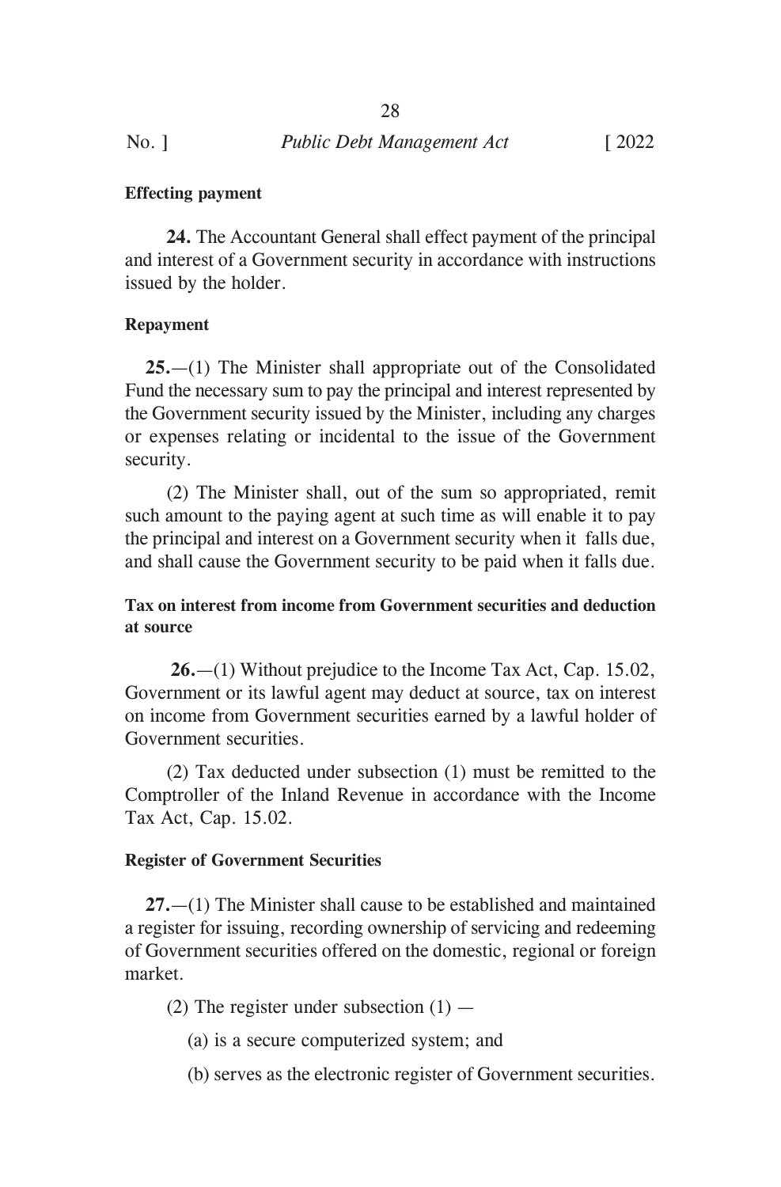**Effecting payment**

**24.** The Accountant General shall effect payment of the principal and interest of a Government security in accordance with instructions issued by the holder.

**Repayment**

**25.**—(1) The Minister shall appropriate out of the Consolidated Fund the necessary sum to pay the principal and interest represented by the Government security issued by the Minister, including any charges or expenses relating or incidental to the issue of the Government security.

(2) The Minister shall, out of the sum so appropriated, remit such amount to the paying agent at such time as will enable it to pay the principal and interest on a Government security when it falls due, and shall cause the Government security to be paid when it falls due.

**Tax on interest from income from Government securities and deduction at source**

**26.**—(1) Without prejudice to the Income Tax Act, Cap. 15.02, Government or its lawful agent may deduct at source, tax on interest on income from Government securities earned by a lawful holder of Government securities.

(2) Tax deducted under subsection (1) must be remitted to the Comptroller of the Inland Revenue in accordance with the Income Tax Act, Cap. 15.02.

**Register of Government Securities**

**27.**—(1) The Minister shall cause to be established and maintained a register for issuing, recording ownership of servicing and redeeming of Government securities offered on the domestic, regional or foreign market.

(2) The register under subsection (1) —

(a) is a secure computerized system; and

(b) serves as the electronic register of Government securities.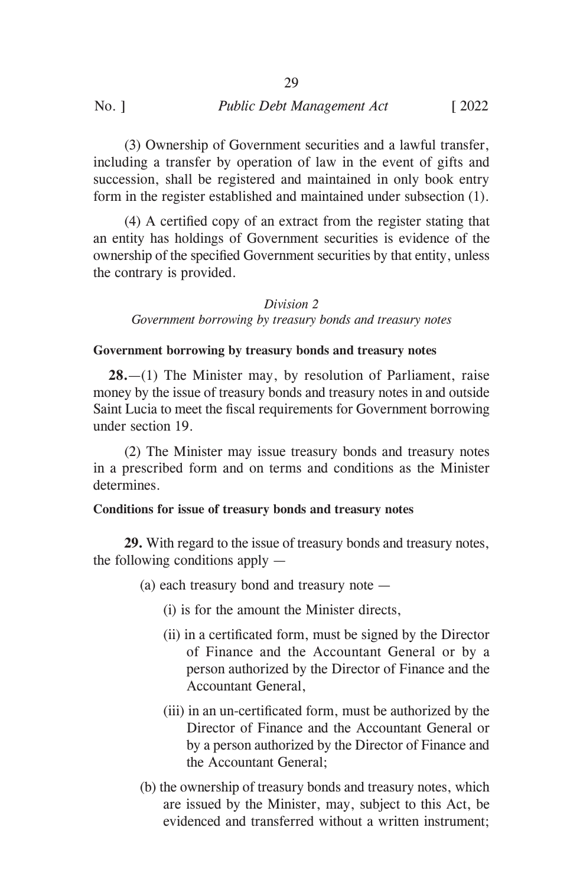(3) Ownership of Government securities and a lawful transfer, including a transfer by operation of law in the event of gifts and succession, shall be registered and maintained in only book entry form in the register established and maintained under subsection (1).

(4) A certified copy of an extract from the register stating that an entity has holdings of Government securities is evidence of the ownership of the specified Government securities by that entity, unless the contrary is provided.

*Division 2*
*Government borrowing by treasury bonds and treasury notes*

**Government borrowing by treasury bonds and treasury notes**

**28.**—(1) The Minister may, by resolution of Parliament, raise money by the issue of treasury bonds and treasury notes in and outside Saint Lucia to meet the fiscal requirements for Government borrowing under section 19.

(2) The Minister may issue treasury bonds and treasury notes in a prescribed form and on terms and conditions as the Minister determines.

**Conditions for issue of treasury bonds and treasury notes**

**29.** With regard to the issue of treasury bonds and treasury notes, the following conditions apply —

(a) each treasury bond and treasury note —

(i) is for the amount the Minister directs,

(ii) in a certificated form, must be signed by the Director of Finance and the Accountant General or by a person authorized by the Director of Finance and the Accountant General,

(iii) in an un-certificated form, must be authorized by the Director of Finance and the Accountant General or by a person authorized by the Director of Finance and the Accountant General;

(b) the ownership of treasury bonds and treasury notes, which are issued by the Minister, may, subject to this Act, be evidenced and transferred without a written instrument;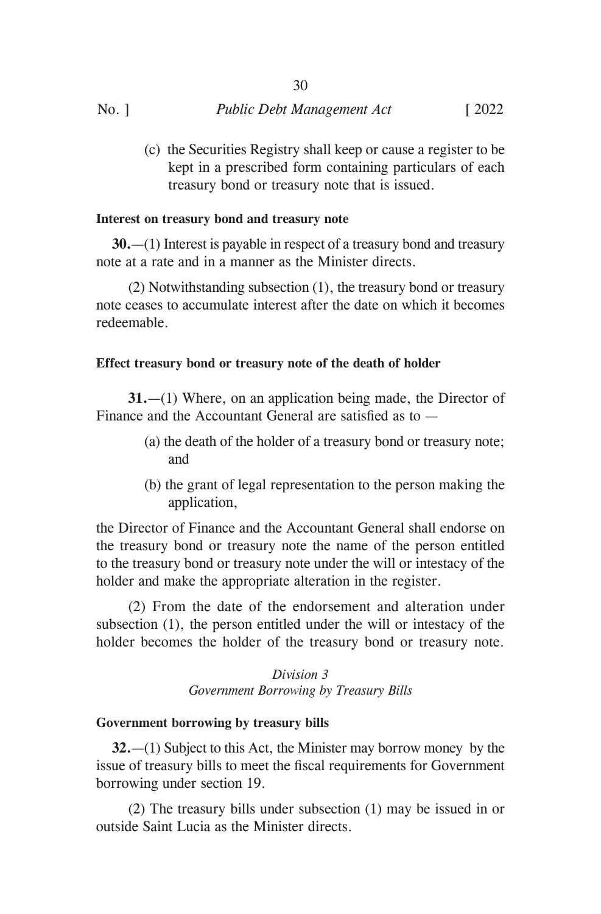(c) the Securities Registry shall keep or cause a register to be kept in a prescribed form containing particulars of each treasury bond or treasury note that is issued.

**Interest on treasury bond and treasury note**

**30.**—(1) Interest is payable in respect of a treasury bond and treasury note at a rate and in a manner as the Minister directs.

(2) Notwithstanding subsection (1), the treasury bond or treasury note ceases to accumulate interest after the date on which it becomes redeemable.

**Effect treasury bond or treasury note of the death of holder**

**31.**—(1) Where, on an application being made, the Director of Finance and the Accountant General are satisfied as to —

(a) the death of the holder of a treasury bond or treasury note; and

(b) the grant of legal representation to the person making the application,

the Director of Finance and the Accountant General shall endorse on the treasury bond or treasury note the name of the person entitled to the treasury bond or treasury note under the will or intestacy of the holder and make the appropriate alteration in the register.

(2) From the date of the endorsement and alteration under subsection (1), the person entitled under the will or intestacy of the holder becomes the holder of the treasury bond or treasury note.

*Division 3*
*Government Borrowing by Treasury Bills*

**Government borrowing by treasury bills**

**32.**—(1) Subject to this Act, the Minister may borrow money by the issue of treasury bills to meet the fiscal requirements for Government borrowing under section 19.

(2) The treasury bills under subsection (1) may be issued in or outside Saint Lucia as the Minister directs.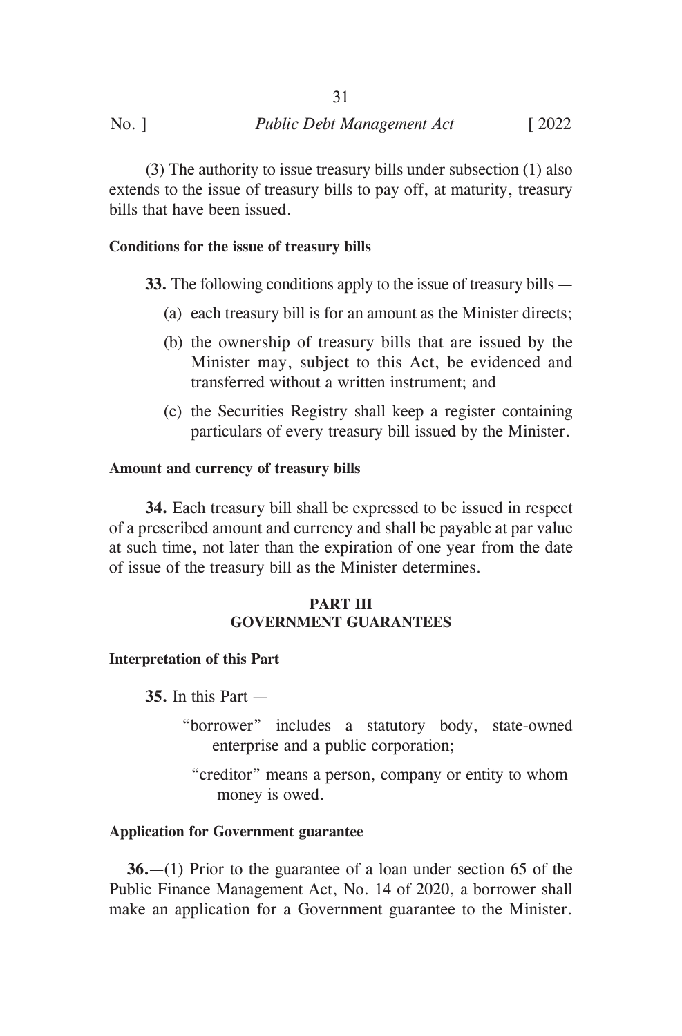(3) The authority to issue treasury bills under subsection (1) also extends to the issue of treasury bills to pay off, at maturity, treasury bills that have been issued.

**Conditions for the issue of treasury bills**

**33.** The following conditions apply to the issue of treasury bills —

(a) each treasury bill is for an amount as the Minister directs;

(b) the ownership of treasury bills that are issued by the Minister may, subject to this Act, be evidenced and transferred without a written instrument; and

(c) the Securities Registry shall keep a register containing particulars of every treasury bill issued by the Minister.

**Amount and currency of treasury bills**

**34.** Each treasury bill shall be expressed to be issued in respect of a prescribed amount and currency and shall be payable at par value at such time, not later than the expiration of one year from the date of issue of the treasury bill as the Minister determines.

## PART III
## GOVERNMENT GUARANTEES

**Interpretation of this Part**

**35.** In this Part —

"borrower" includes a statutory body, state-owned enterprise and a public corporation;

"creditor" means a person, company or entity to whom money is owed.

**Application for Government guarantee**

**36.**—(1) Prior to the guarantee of a loan under section 65 of the Public Finance Management Act, No. 14 of 2020, a borrower shall make an application for a Government guarantee to the Minister.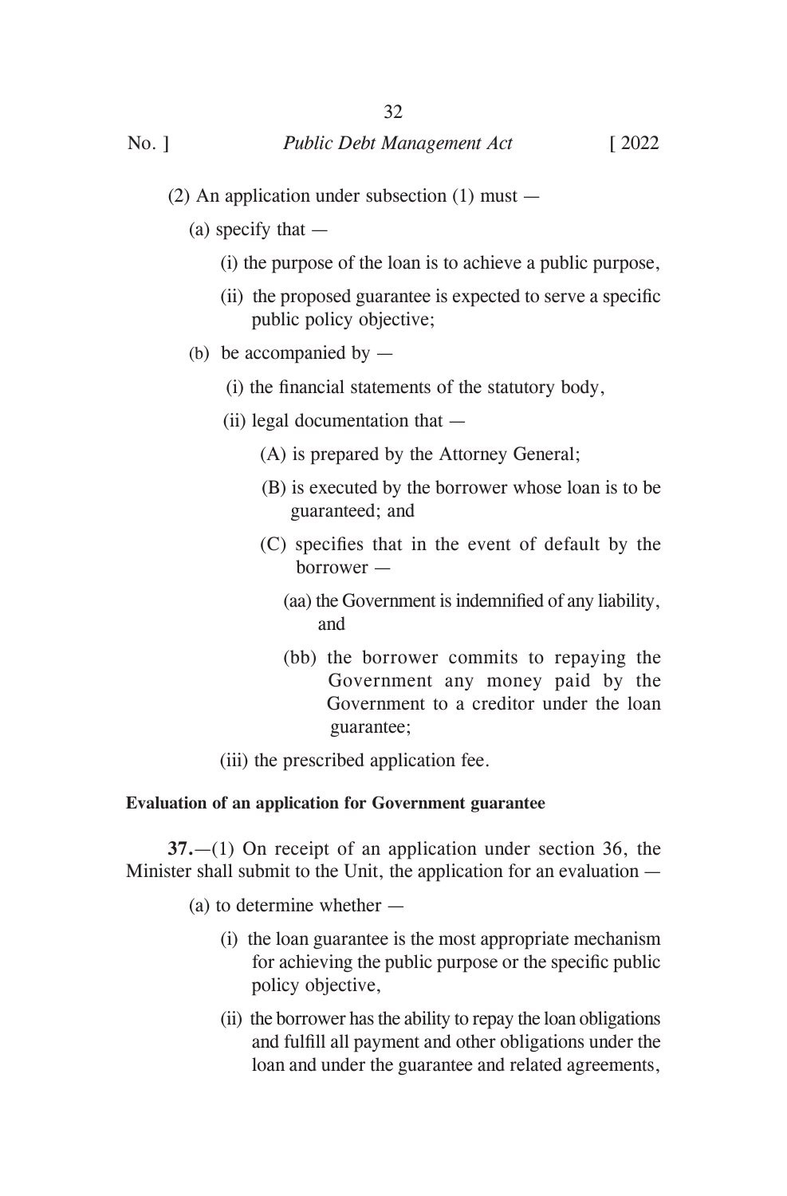(2) An application under subsection (1) must —

(a) specify that —

(i) the purpose of the loan is to achieve a public purpose,

(ii) the proposed guarantee is expected to serve a specific public policy objective;

(b) be accompanied by —

(i) the financial statements of the statutory body,

(ii) legal documentation that —

(A) is prepared by the Attorney General;

(B) is executed by the borrower whose loan is to be guaranteed; and

(C) specifies that in the event of default by the borrower —

(aa) the Government is indemnified of any liability, and

(bb) the borrower commits to repaying the Government any money paid by the Government to a creditor under the loan guarantee;

(iii) the prescribed application fee.

**Evaluation of an application for Government guarantee**

**37.**—(1) On receipt of an application under section 36, the Minister shall submit to the Unit, the application for an evaluation —

(a) to determine whether —

(i) the loan guarantee is the most appropriate mechanism for achieving the public purpose or the specific public policy objective,

(ii) the borrower has the ability to repay the loan obligations and fulfill all payment and other obligations under the loan and under the guarantee and related agreements,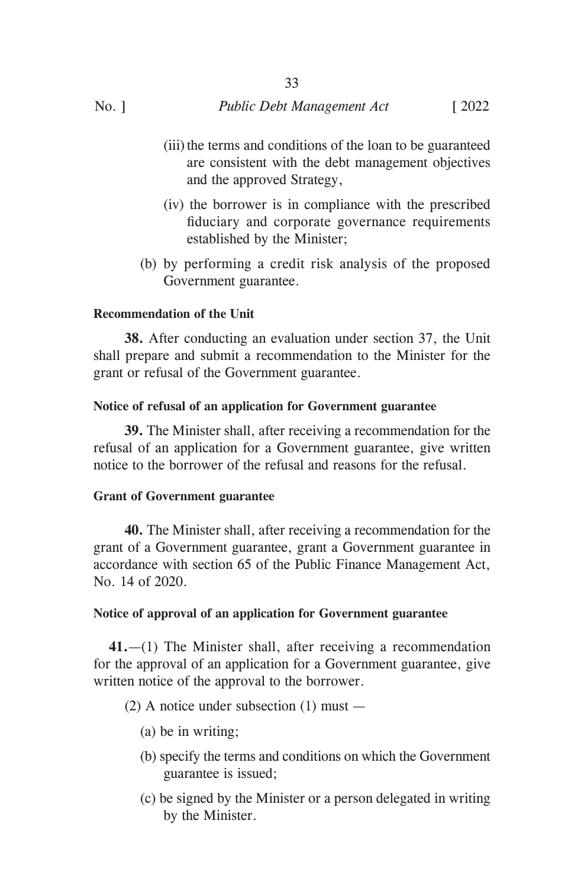(iii) the terms and conditions of the loan to be guaranteed are consistent with the debt management objectives and the approved Strategy,

(iv) the borrower is in compliance with the prescribed fiduciary and corporate governance requirements established by the Minister;

(b) by performing a credit risk analysis of the proposed Government guarantee.

**Recommendation of the Unit**

**38.** After conducting an evaluation under section 37, the Unit shall prepare and submit a recommendation to the Minister for the grant or refusal of the Government guarantee.

**Notice of refusal of an application for Government guarantee**

**39.** The Minister shall, after receiving a recommendation for the refusal of an application for a Government guarantee, give written notice to the borrower of the refusal and reasons for the refusal.

**Grant of Government guarantee**

**40.** The Minister shall, after receiving a recommendation for the grant of a Government guarantee, grant a Government guarantee in accordance with section 65 of the Public Finance Management Act, No. 14 of 2020.

**Notice of approval of an application for Government guarantee**

**41.**—(1) The Minister shall, after receiving a recommendation for the approval of an application for a Government guarantee, give written notice of the approval to the borrower.

(2) A notice under subsection (1) must —

(a) be in writing;

(b) specify the terms and conditions on which the Government guarantee is issued;

(c) be signed by the Minister or a person delegated in writing by the Minister.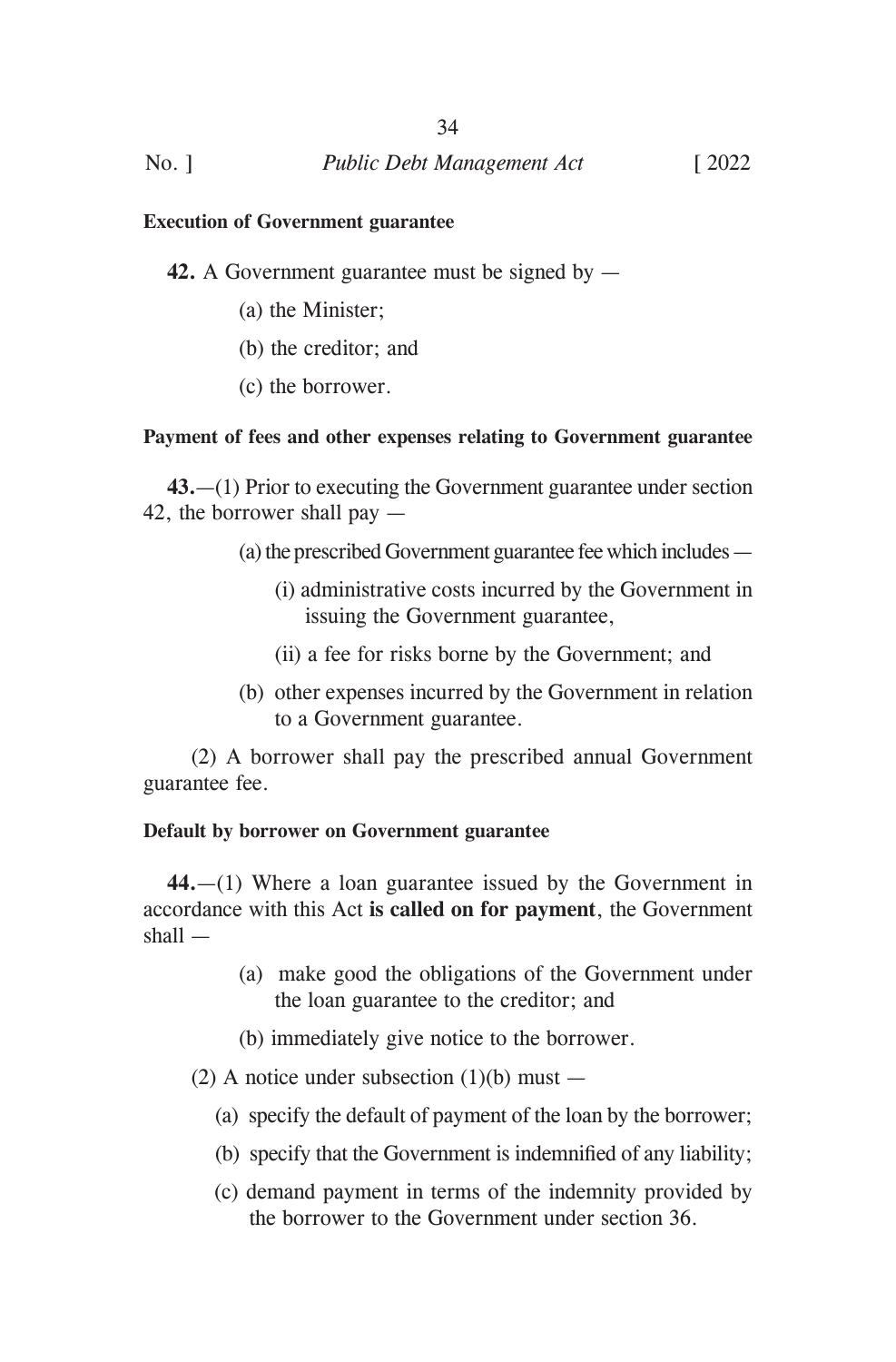**Execution of Government guarantee**

**42.** A Government guarantee must be signed by —

(a) the Minister;

(b) the creditor; and

(c) the borrower.

**Payment of fees and other expenses relating to Government guarantee**

**43.**—(1) Prior to executing the Government guarantee under section 42, the borrower shall pay —

(a) the prescribed Government guarantee fee which includes —

(i) administrative costs incurred by the Government in issuing the Government guarantee,

(ii) a fee for risks borne by the Government; and

(b) other expenses incurred by the Government in relation to a Government guarantee.

(2) A borrower shall pay the prescribed annual Government guarantee fee.

**Default by borrower on Government guarantee**

**44.**—(1) Where a loan guarantee issued by the Government in accordance with this Act **is called on for payment**, the Government shall —

(a) make good the obligations of the Government under the loan guarantee to the creditor; and

(b) immediately give notice to the borrower.

(2) A notice under subsection (1)(b) must —

(a) specify the default of payment of the loan by the borrower;

(b) specify that the Government is indemnified of any liability;

(c) demand payment in terms of the indemnity provided by the borrower to the Government under section 36.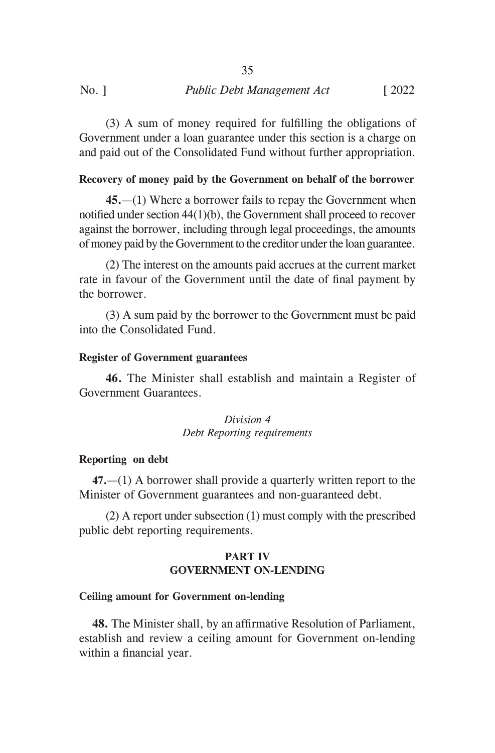(3) A sum of money required for fulfilling the obligations of Government under a loan guarantee under this section is a charge on and paid out of the Consolidated Fund without further appropriation.

**Recovery of money paid by the Government on behalf of the borrower**

**45.**—(1) Where a borrower fails to repay the Government when notified under section 44(1)(b), the Government shall proceed to recover against the borrower, including through legal proceedings, the amounts of money paid by the Government to the creditor under the loan guarantee.

(2) The interest on the amounts paid accrues at the current market rate in favour of the Government until the date of final payment by the borrower.

(3) A sum paid by the borrower to the Government must be paid into the Consolidated Fund.

**Register of Government guarantees**

**46.** The Minister shall establish and maintain a Register of Government Guarantees.

*Division 4*
*Debt Reporting requirements*

**Reporting on debt**

**47.**—(1) A borrower shall provide a quarterly written report to the Minister of Government guarantees and non-guaranteed debt.

(2) A report under subsection (1) must comply with the prescribed public debt reporting requirements.

## PART IV
## GOVERNMENT ON-LENDING

**Ceiling amount for Government on-lending**

**48.** The Minister shall, by an affirmative Resolution of Parliament, establish and review a ceiling amount for Government on-lending within a financial year.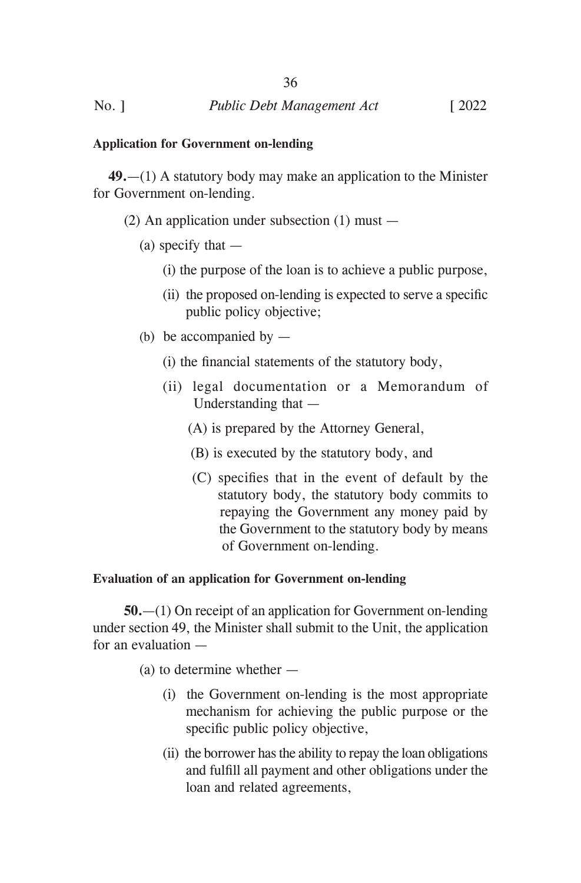**Application for Government on-lending**

**49.**—(1) A statutory body may make an application to the Minister for Government on-lending.

(2) An application under subsection (1) must —

(a) specify that —

(i) the purpose of the loan is to achieve a public purpose,

(ii) the proposed on-lending is expected to serve a specific public policy objective;

(b) be accompanied by —

(i) the financial statements of the statutory body,

(ii) legal documentation or a Memorandum of Understanding that —

(A) is prepared by the Attorney General,

(B) is executed by the statutory body, and

(C) specifies that in the event of default by the statutory body, the statutory body commits to repaying the Government any money paid by the Government to the statutory body by means of Government on-lending.

**Evaluation of an application for Government on-lending**

**50.**—(1) On receipt of an application for Government on-lending under section 49, the Minister shall submit to the Unit, the application for an evaluation —

(a) to determine whether —

(i) the Government on-lending is the most appropriate mechanism for achieving the public purpose or the specific public policy objective,

(ii) the borrower has the ability to repay the loan obligations and fulfill all payment and other obligations under the loan and related agreements,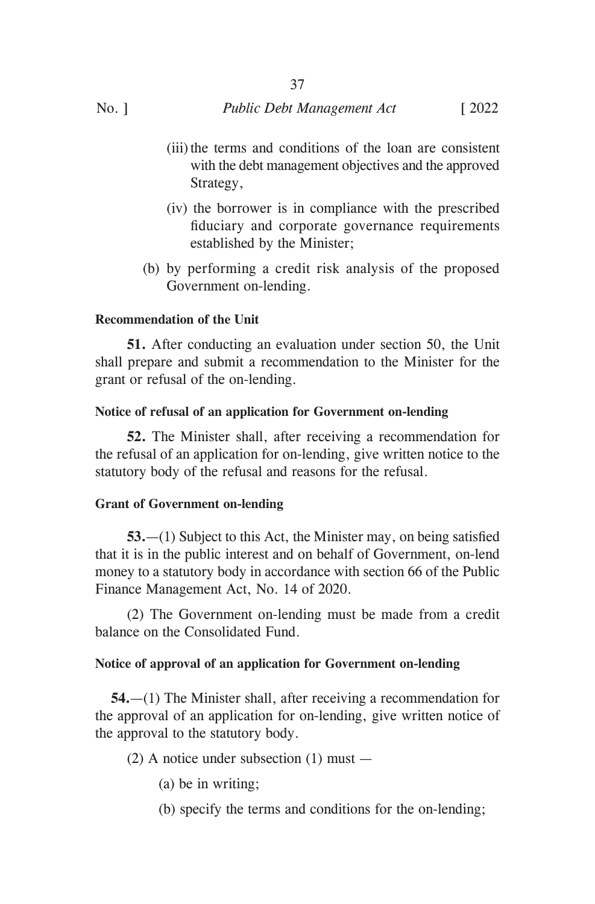(iii) the terms and conditions of the loan are consistent with the debt management objectives and the approved Strategy,

(iv) the borrower is in compliance with the prescribed fiduciary and corporate governance requirements established by the Minister;

(b) by performing a credit risk analysis of the proposed Government on-lending.

**Recommendation of the Unit**

**51.** After conducting an evaluation under section 50, the Unit shall prepare and submit a recommendation to the Minister for the grant or refusal of the on-lending.

**Notice of refusal of an application for Government on-lending**

**52.** The Minister shall, after receiving a recommendation for the refusal of an application for on-lending, give written notice to the statutory body of the refusal and reasons for the refusal.

**Grant of Government on-lending**

**53.**—(1) Subject to this Act, the Minister may, on being satisfied that it is in the public interest and on behalf of Government, on-lend money to a statutory body in accordance with section 66 of the Public Finance Management Act, No. 14 of 2020.

(2) The Government on-lending must be made from a credit balance on the Consolidated Fund.

**Notice of approval of an application for Government on-lending**

**54.**—(1) The Minister shall, after receiving a recommendation for the approval of an application for on-lending, give written notice of the approval to the statutory body.

(2) A notice under subsection (1) must —

(a) be in writing;

(b) specify the terms and conditions for the on-lending;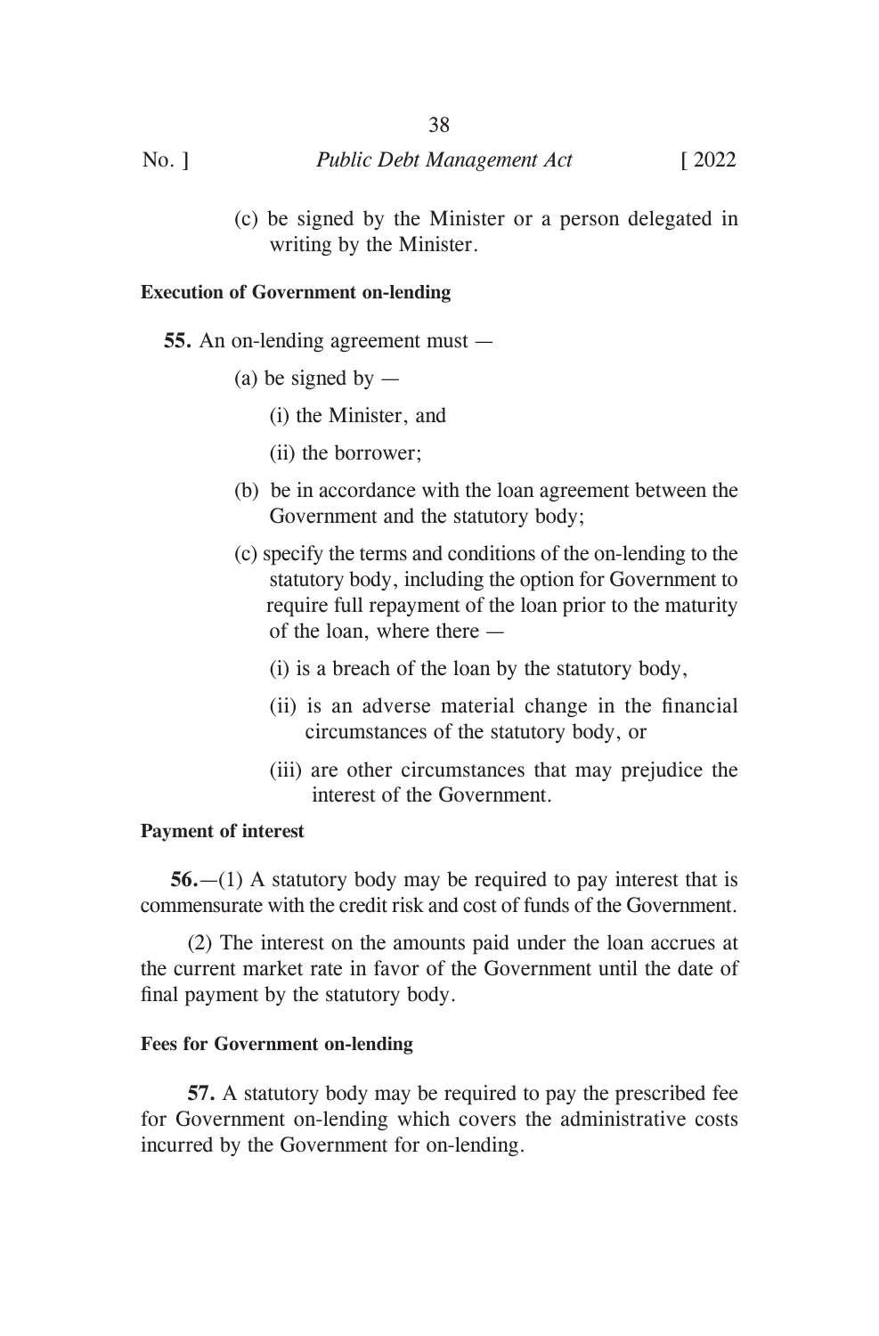(c) be signed by the Minister or a person delegated in writing by the Minister.

**Execution of Government on-lending**

**55.** An on-lending agreement must —

(a) be signed by —

(i) the Minister, and

(ii) the borrower;

(b) be in accordance with the loan agreement between the Government and the statutory body;

(c) specify the terms and conditions of the on-lending to the statutory body, including the option for Government to require full repayment of the loan prior to the maturity of the loan, where there —

(i) is a breach of the loan by the statutory body,

(ii) is an adverse material change in the financial circumstances of the statutory body, or

(iii) are other circumstances that may prejudice the interest of the Government.

**Payment of interest**

**56.**—(1) A statutory body may be required to pay interest that is commensurate with the credit risk and cost of funds of the Government.

(2) The interest on the amounts paid under the loan accrues at the current market rate in favor of the Government until the date of final payment by the statutory body.

**Fees for Government on-lending**

**57.** A statutory body may be required to pay the prescribed fee for Government on-lending which covers the administrative costs incurred by the Government for on-lending.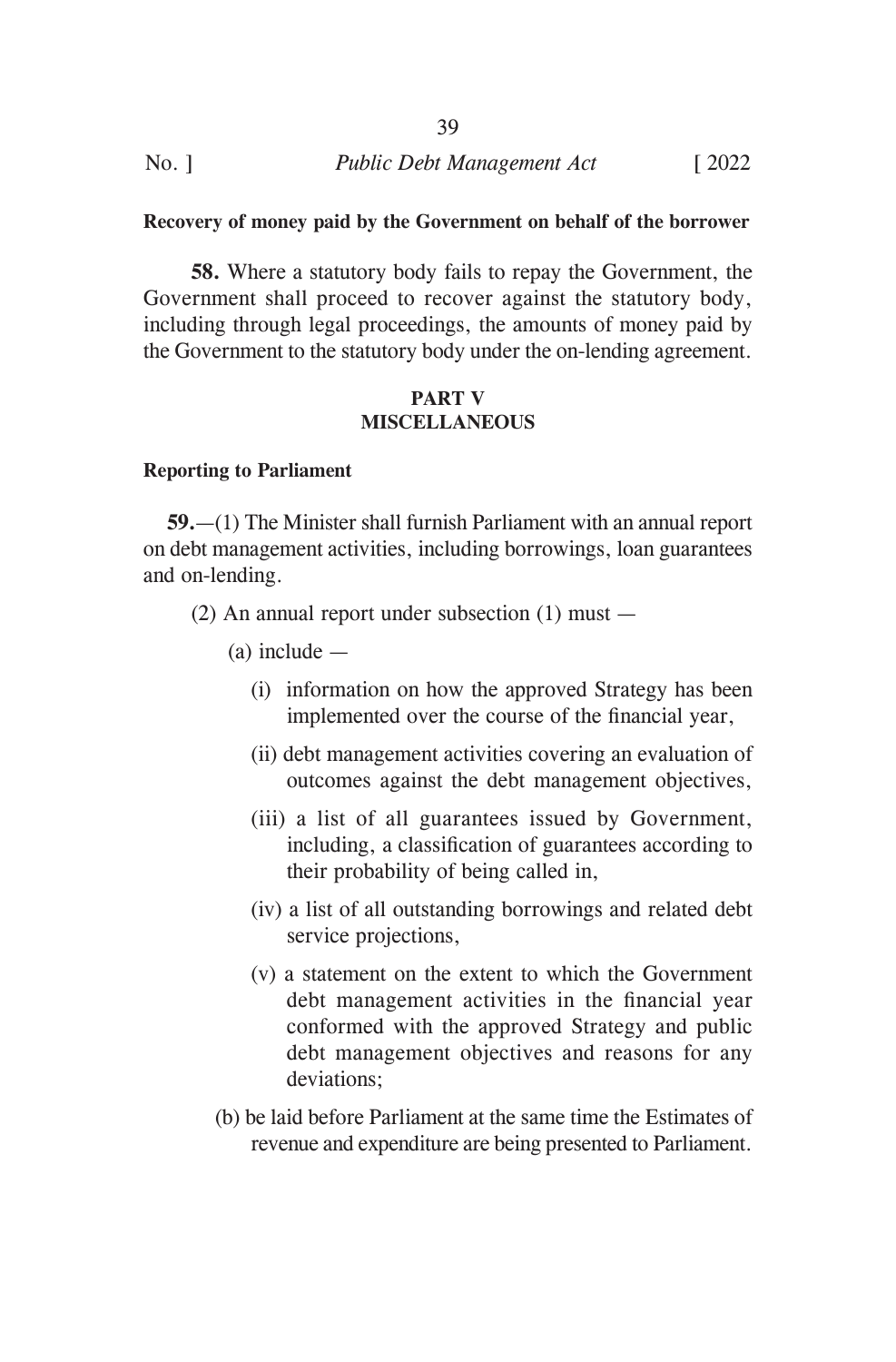**Recovery of money paid by the Government on behalf of the borrower**

**58.** Where a statutory body fails to repay the Government, the Government shall proceed to recover against the statutory body, including through legal proceedings, the amounts of money paid by the Government to the statutory body under the on-lending agreement.

## PART V
## MISCELLANEOUS

**Reporting to Parliament**

**59.**—(1) The Minister shall furnish Parliament with an annual report on debt management activities, including borrowings, loan guarantees and on-lending.

(2) An annual report under subsection (1) must —

(a) include —

(i) information on how the approved Strategy has been implemented over the course of the financial year,

(ii) debt management activities covering an evaluation of outcomes against the debt management objectives,

(iii) a list of all guarantees issued by Government, including, a classification of guarantees according to their probability of being called in,

(iv) a list of all outstanding borrowings and related debt service projections,

(v) a statement on the extent to which the Government debt management activities in the financial year conformed with the approved Strategy and public debt management objectives and reasons for any deviations;

(b) be laid before Parliament at the same time the Estimates of revenue and expenditure are being presented to Parliament.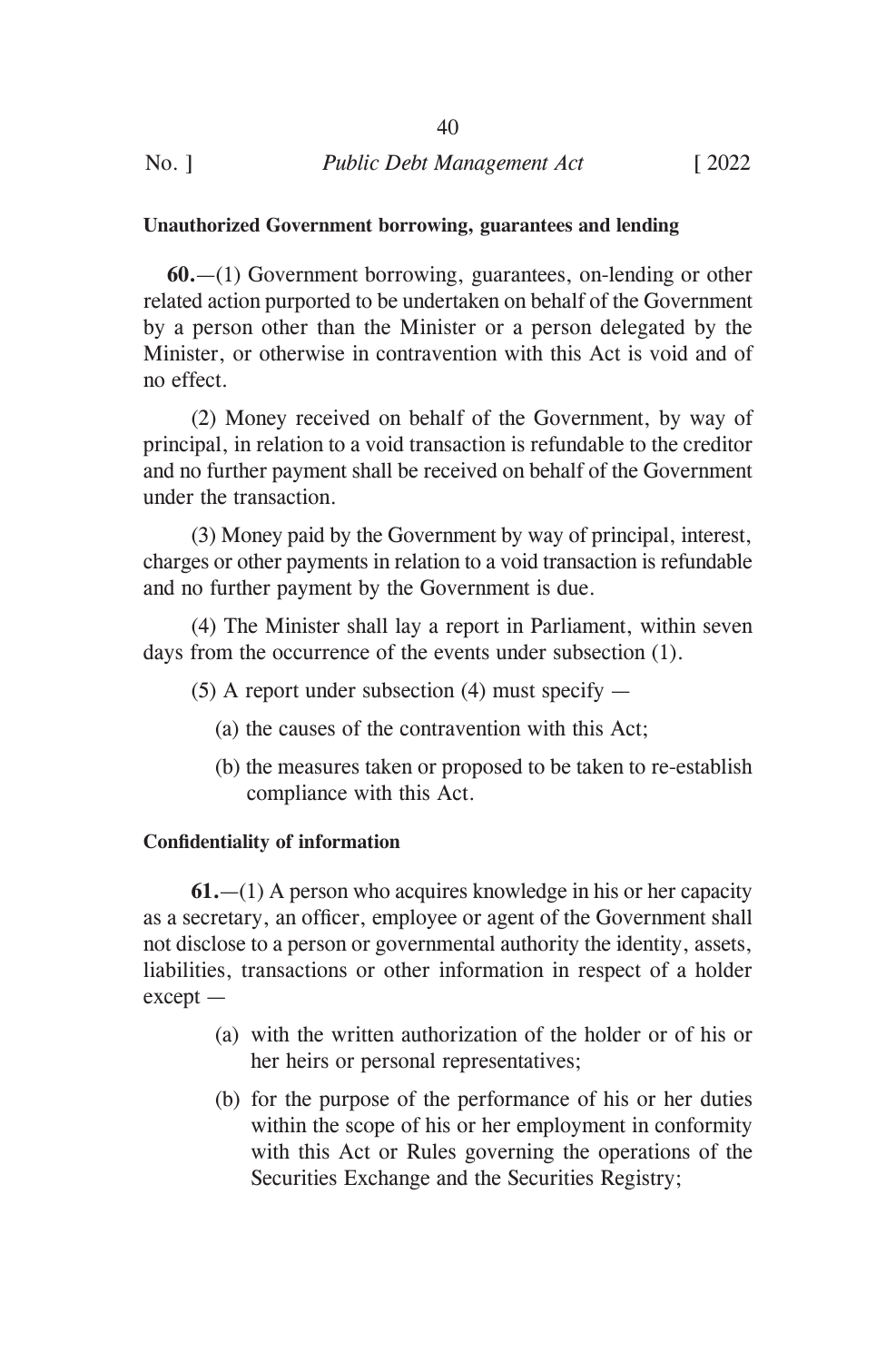**Unauthorized Government borrowing, guarantees and lending**

**60.**—(1) Government borrowing, guarantees, on-lending or other related action purported to be undertaken on behalf of the Government by a person other than the Minister or a person delegated by the Minister, or otherwise in contravention with this Act is void and of no effect.

(2) Money received on behalf of the Government, by way of principal, in relation to a void transaction is refundable to the creditor and no further payment shall be received on behalf of the Government under the transaction.

(3) Money paid by the Government by way of principal, interest, charges or other payments in relation to a void transaction is refundable and no further payment by the Government is due.

(4) The Minister shall lay a report in Parliament, within seven days from the occurrence of the events under subsection (1).

(5) A report under subsection (4) must specify —

(a) the causes of the contravention with this Act;

(b) the measures taken or proposed to be taken to re-establish compliance with this Act.

**Confidentiality of information**

**61.**—(1) A person who acquires knowledge in his or her capacity as a secretary, an officer, employee or agent of the Government shall not disclose to a person or governmental authority the identity, assets, liabilities, transactions or other information in respect of a holder except —

(a) with the written authorization of the holder or of his or her heirs or personal representatives;

(b) for the purpose of the performance of his or her duties within the scope of his or her employment in conformity with this Act or Rules governing the operations of the Securities Exchange and the Securities Registry;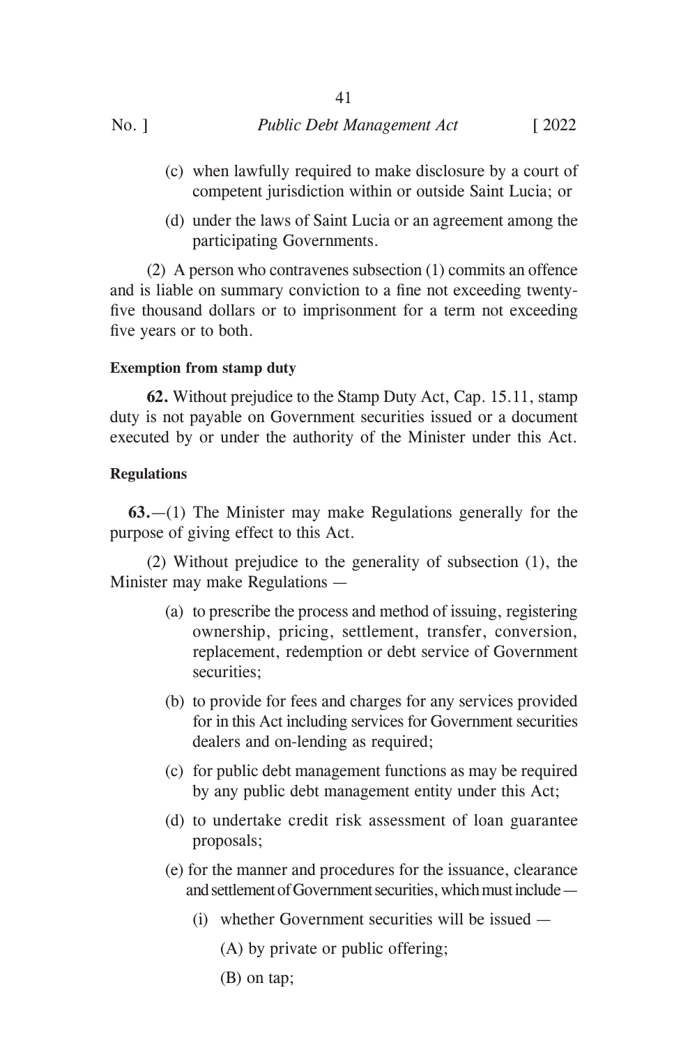(c) when lawfully required to make disclosure by a court of competent jurisdiction within or outside Saint Lucia; or

(d) under the laws of Saint Lucia or an agreement among the participating Governments.

(2) A person who contravenes subsection (1) commits an offence and is liable on summary conviction to a fine not exceeding twenty-five thousand dollars or to imprisonment for a term not exceeding five years or to both.

**Exemption from stamp duty**

**62.** Without prejudice to the Stamp Duty Act, Cap. 15.11, stamp duty is not payable on Government securities issued or a document executed by or under the authority of the Minister under this Act.

**Regulations**

**63.**—(1) The Minister may make Regulations generally for the purpose of giving effect to this Act.

(2) Without prejudice to the generality of subsection (1), the Minister may make Regulations —

(a) to prescribe the process and method of issuing, registering ownership, pricing, settlement, transfer, conversion, replacement, redemption or debt service of Government securities;

(b) to provide for fees and charges for any services provided for in this Act including services for Government securities dealers and on-lending as required;

(c) for public debt management functions as may be required by any public debt management entity under this Act;

(d) to undertake credit risk assessment of loan guarantee proposals;

(e) for the manner and procedures for the issuance, clearance and settlement of Government securities, which must include —

(i) whether Government securities will be issued —

(A) by private or public offering;

(B) on tap;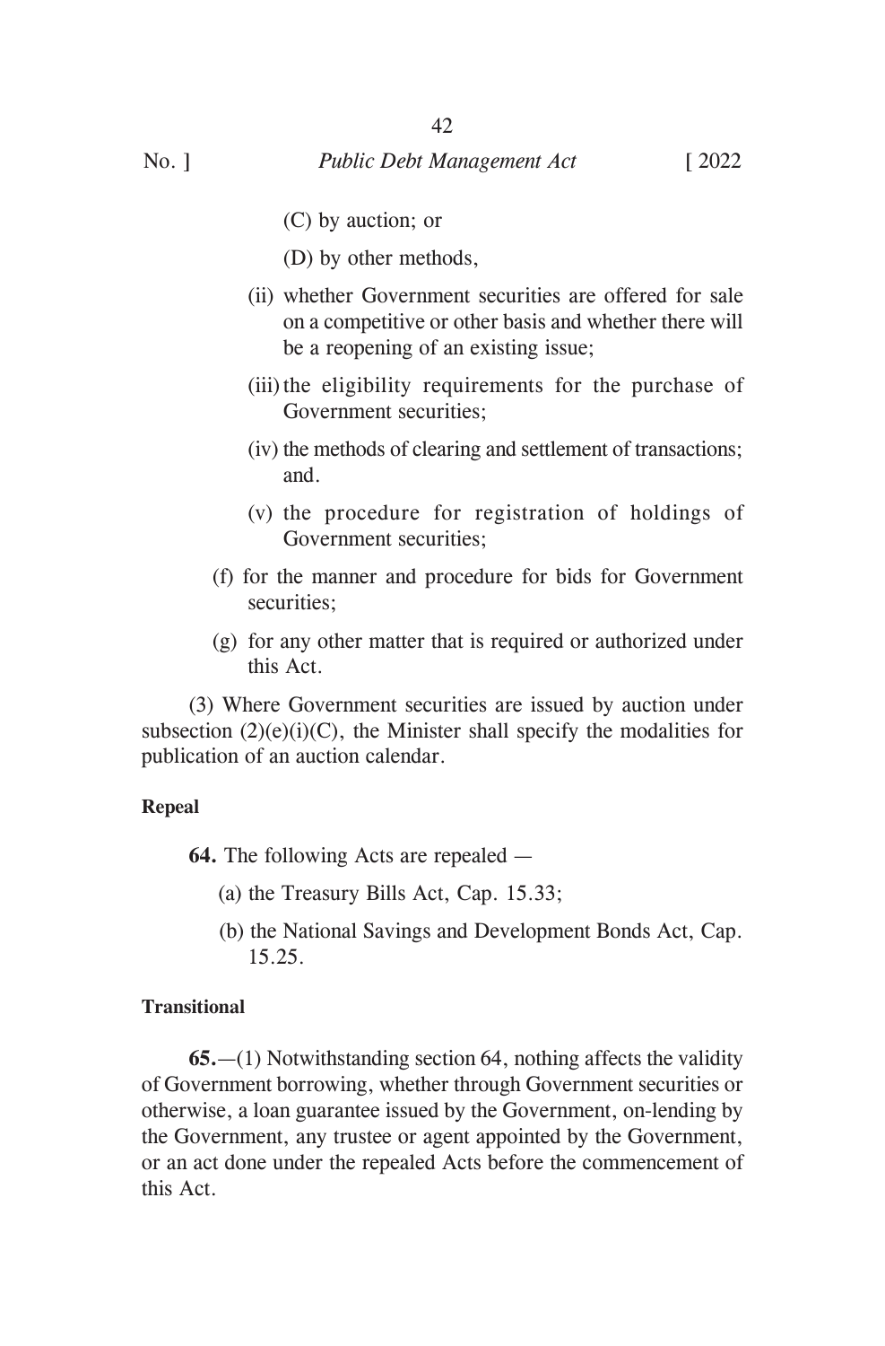(C) by auction; or

(D) by other methods,

(ii) whether Government securities are offered for sale on a competitive or other basis and whether there will be a reopening of an existing issue;

(iii) the eligibility requirements for the purchase of Government securities;

(iv) the methods of clearing and settlement of transactions; and.

(v) the procedure for registration of holdings of Government securities;

(f) for the manner and procedure for bids for Government securities;

(g) for any other matter that is required or authorized under this Act.

(3) Where Government securities are issued by auction under subsection (2)(e)(i)(C), the Minister shall specify the modalities for publication of an auction calendar.

**Repeal**

**64.** The following Acts are repealed —

(a) the Treasury Bills Act, Cap. 15.33;

(b) the National Savings and Development Bonds Act, Cap. 15.25.

**Transitional**

**65.**—(1) Notwithstanding section 64, nothing affects the validity of Government borrowing, whether through Government securities or otherwise, a loan guarantee issued by the Government, on-lending by the Government, any trustee or agent appointed by the Government, or an act done under the repealed Acts before the commencement of this Act.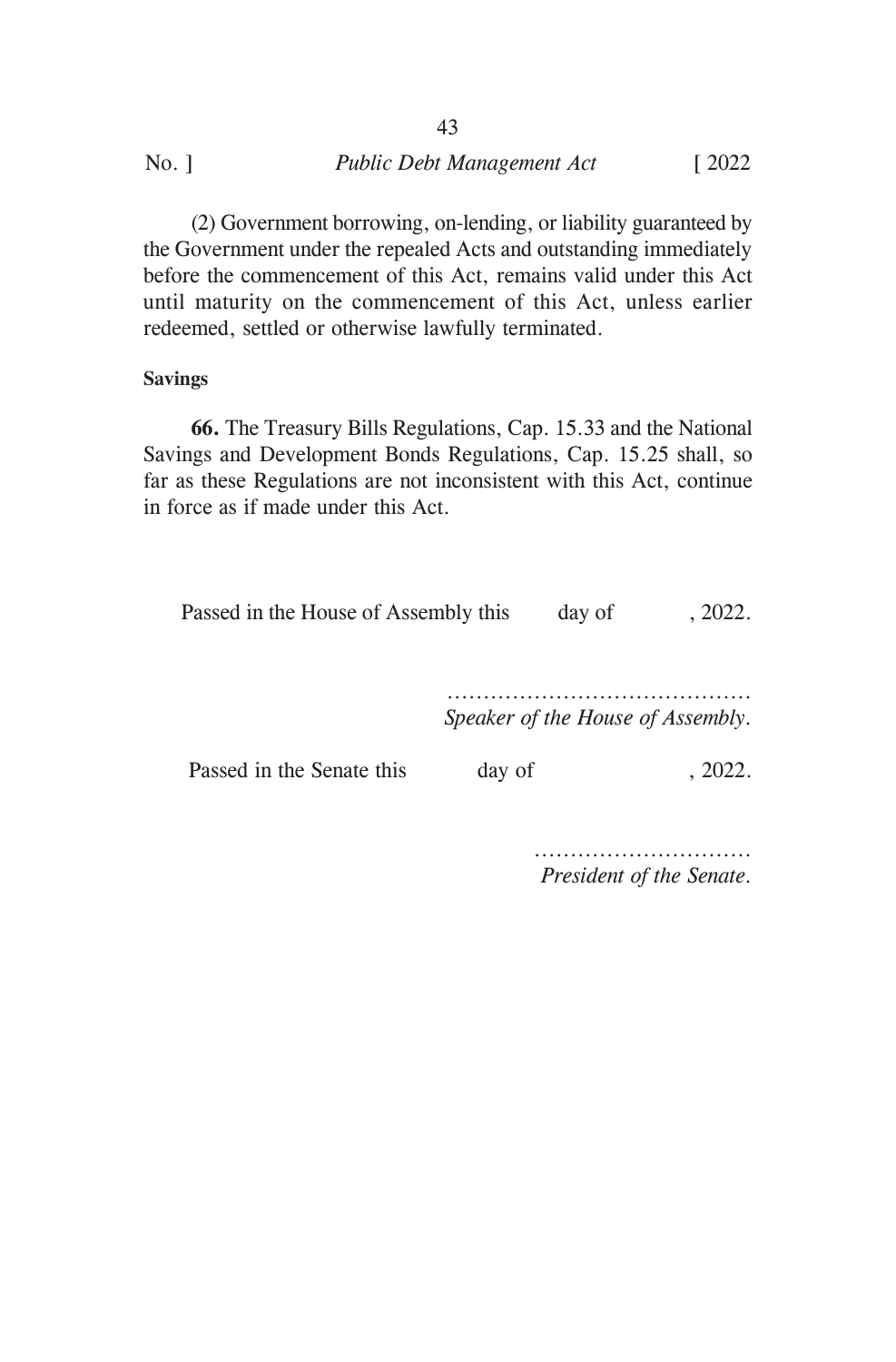(2) Government borrowing, on-lending, or liability guaranteed by the Government under the repealed Acts and outstanding immediately before the commencement of this Act, remains valid under this Act until maturity on the commencement of this Act, unless earlier redeemed, settled or otherwise lawfully terminated.

**Savings**

**66.** The Treasury Bills Regulations, Cap. 15.33 and the National Savings and Development Bonds Regulations, Cap. 15.25 shall, so far as these Regulations are not inconsistent with this Act, continue in force as if made under this Act.

Passed in the House of Assembly this day of , 2022.

……………………………………
*Speaker of the House of Assembly.*

Passed in the Senate this day of , 2022.

…………………………
*President of the Senate.*